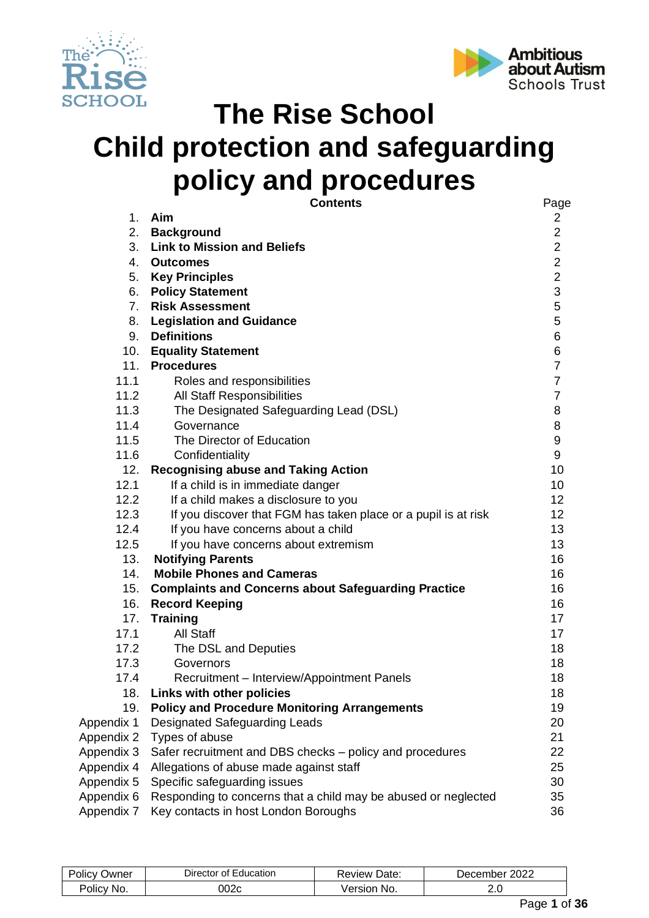# The Rise School

# Child protection and safeguarding policy and procedures

**Contents**

| | | Page |
|---|---|---|
| 1. | **Aim** | 2 |
| 2. | **Background** | 2 |
| 3. | **Link to Mission and Beliefs** | 2 |
| 4. | **Outcomes** | 2 |
| 5. | **Key Principles** | 2 |
| 6. | **Policy Statement** | 3 |
| 7. | **Risk Assessment** | 5 |
| 8. | **Legislation and Guidance** | 5 |
| 9. | **Definitions** | 6 |
| 10. | **Equality Statement** | 6 |
| 11. | **Procedures** | 7 |
| 11.1 | Roles and responsibilities | 7 |
| 11.2 | All Staff Responsibilities | 7 |
| 11.3 | The Designated Safeguarding Lead (DSL) | 8 |
| 11.4 | Governance | 8 |
| 11.5 | The Director of Education | 9 |
| 11.6 | Confidentiality | 9 |
| 12. | **Recognising abuse and Taking Action** | 10 |
| 12.1 | If a child is in immediate danger | 10 |
| 12.2 | If a child makes a disclosure to you | 12 |
| 12.3 | If you discover that FGM has taken place or a pupil is at risk | 12 |
| 12.4 | If you have concerns about a child | 13 |
| 12.5 | If you have concerns about extremism | 13 |
| 13. | **Notifying Parents** | 16 |
| 14. | **Mobile Phones and Cameras** | 16 |
| 15. | **Complaints and Concerns about Safeguarding Practice** | 16 |
| 16. | **Record Keeping** | 16 |
| 17. | **Training** | 17 |
| 17.1 | All Staff | 17 |
| 17.2 | The DSL and Deputies | 18 |
| 17.3 | Governors | 18 |
| 17.4 | Recruitment – Interview/Appointment Panels | 18 |
| 18. | **Links with other policies** | 18 |
| 19. | **Policy and Procedure Monitoring Arrangements** | 19 |
| Appendix 1 | Designated Safeguarding Leads | 20 |
| Appendix 2 | Types of abuse | 21 |
| Appendix 3 | Safer recruitment and DBS checks – policy and procedures | 22 |
| Appendix 4 | Allegations of abuse made against staff | 25 |
| Appendix 5 | Specific safeguarding issues | 30 |
| Appendix 6 | Responding to concerns that a child may be abused or neglected | 35 |
| Appendix 7 | Key contacts in host London Boroughs | 36 |

| Policy Owner | Director of Education | Review Date: | December 2022 |
|---|---|---|---|
| Policy No. | 002c | Version No. | 2.0 |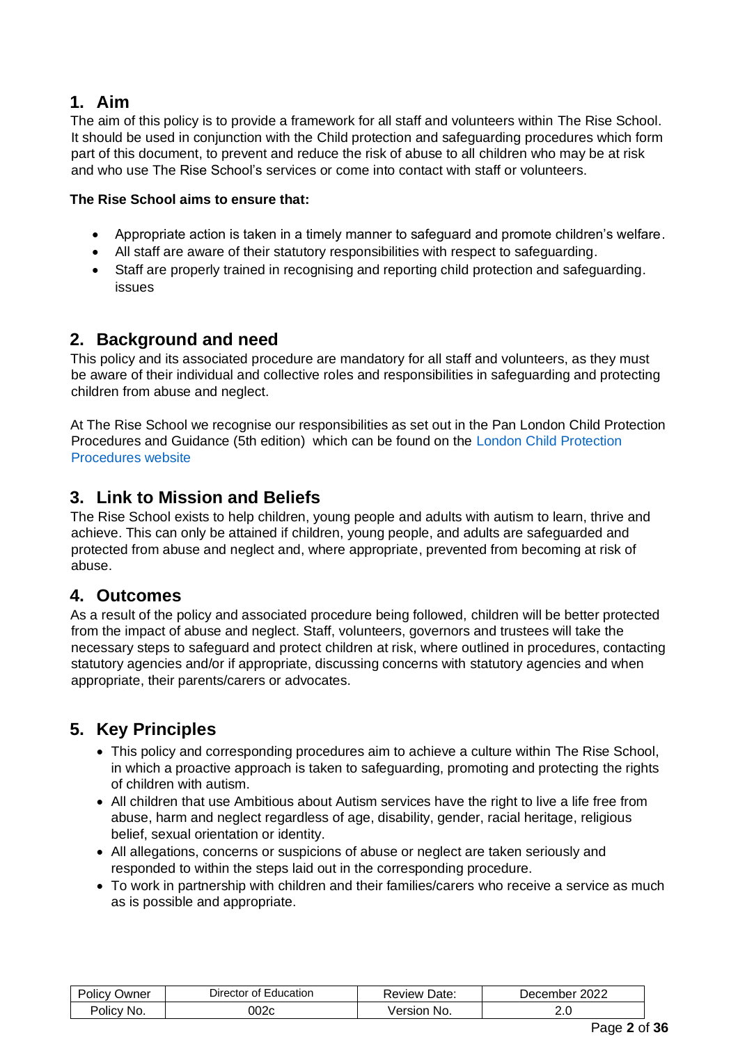## 1. Aim

The aim of this policy is to provide a framework for all staff and volunteers within The Rise School. It should be used in conjunction with the Child protection and safeguarding procedures which form part of this document, to prevent and reduce the risk of abuse to all children who may be at risk and who use The Rise School's services or come into contact with staff or volunteers.

**The Rise School aims to ensure that:**

- Appropriate action is taken in a timely manner to safeguard and promote children's welfare.
- All staff are aware of their statutory responsibilities with respect to safeguarding.
- Staff are properly trained in recognising and reporting child protection and safeguarding. issues

## 2. Background and need

This policy and its associated procedure are mandatory for all staff and volunteers, as they must be aware of their individual and collective roles and responsibilities in safeguarding and protecting children from abuse and neglect.

At The Rise School we recognise our responsibilities as set out in the Pan London Child Protection Procedures and Guidance (5th edition) which can be found on the London Child Protection Procedures website

## 3. Link to Mission and Beliefs

The Rise School exists to help children, young people and adults with autism to learn, thrive and achieve. This can only be attained if children, young people, and adults are safeguarded and protected from abuse and neglect and, where appropriate, prevented from becoming at risk of abuse.

## 4. Outcomes

As a result of the policy and associated procedure being followed, children will be better protected from the impact of abuse and neglect. Staff, volunteers, governors and trustees will take the necessary steps to safeguard and protect children at risk, where outlined in procedures, contacting statutory agencies and/or if appropriate, discussing concerns with statutory agencies and when appropriate, their parents/carers or advocates.

## 5. Key Principles

- This policy and corresponding procedures aim to achieve a culture within The Rise School, in which a proactive approach is taken to safeguarding, promoting and protecting the rights of children with autism.
- All children that use Ambitious about Autism services have the right to live a life free from abuse, harm and neglect regardless of age, disability, gender, racial heritage, religious belief, sexual orientation or identity.
- All allegations, concerns or suspicions of abuse or neglect are taken seriously and responded to within the steps laid out in the corresponding procedure.
- To work in partnership with children and their families/carers who receive a service as much as is possible and appropriate.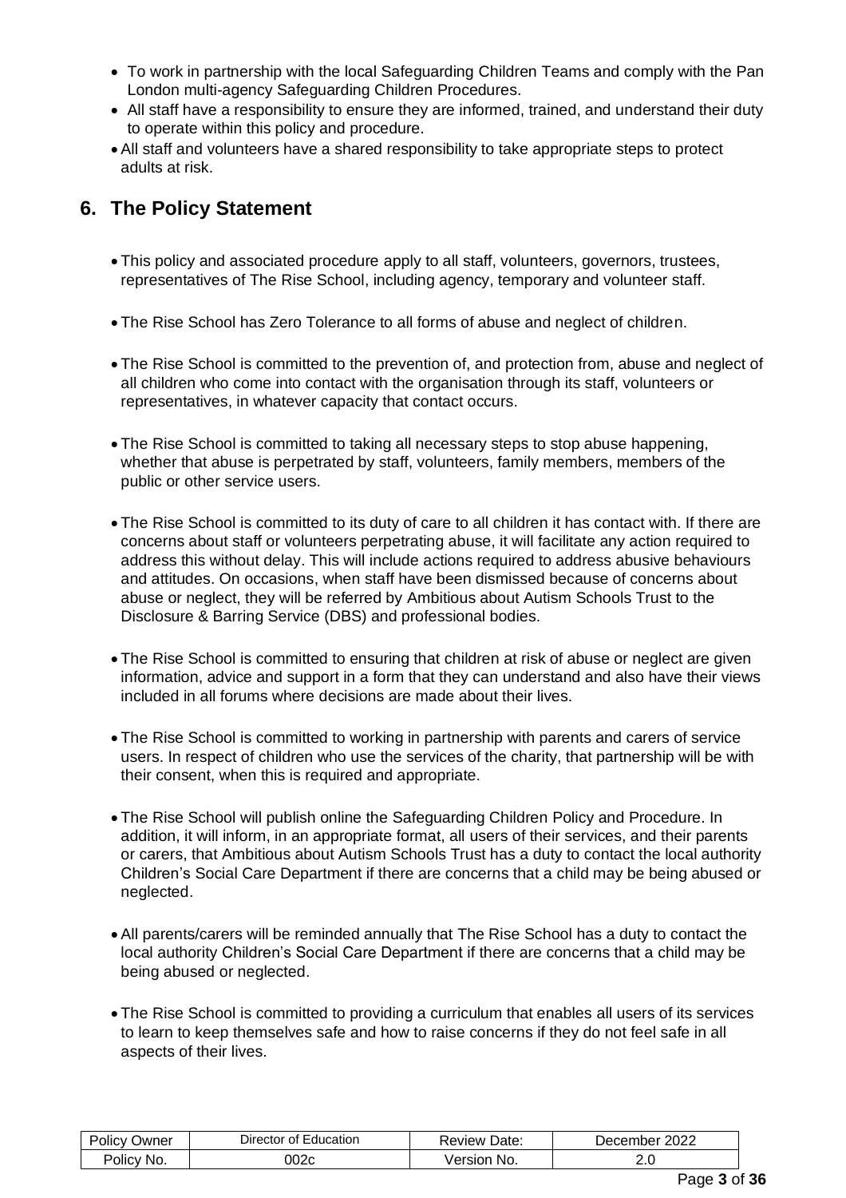- To work in partnership with the local Safeguarding Children Teams and comply with the Pan London multi-agency Safeguarding Children Procedures.
- All staff have a responsibility to ensure they are informed, trained, and understand their duty to operate within this policy and procedure.
- All staff and volunteers have a shared responsibility to take appropriate steps to protect adults at risk.

## 6. The Policy Statement

- This policy and associated procedure apply to all staff, volunteers, governors, trustees, representatives of The Rise School, including agency, temporary and volunteer staff.
- The Rise School has Zero Tolerance to all forms of abuse and neglect of children.
- The Rise School is committed to the prevention of, and protection from, abuse and neglect of all children who come into contact with the organisation through its staff, volunteers or representatives, in whatever capacity that contact occurs.
- The Rise School is committed to taking all necessary steps to stop abuse happening, whether that abuse is perpetrated by staff, volunteers, family members, members of the public or other service users.
- The Rise School is committed to its duty of care to all children it has contact with. If there are concerns about staff or volunteers perpetrating abuse, it will facilitate any action required to address this without delay. This will include actions required to address abusive behaviours and attitudes. On occasions, when staff have been dismissed because of concerns about abuse or neglect, they will be referred by Ambitious about Autism Schools Trust to the Disclosure & Barring Service (DBS) and professional bodies.
- The Rise School is committed to ensuring that children at risk of abuse or neglect are given information, advice and support in a form that they can understand and also have their views included in all forums where decisions are made about their lives.
- The Rise School is committed to working in partnership with parents and carers of service users. In respect of children who use the services of the charity, that partnership will be with their consent, when this is required and appropriate.
- The Rise School will publish online the Safeguarding Children Policy and Procedure. In addition, it will inform, in an appropriate format, all users of their services, and their parents or carers, that Ambitious about Autism Schools Trust has a duty to contact the local authority Children's Social Care Department if there are concerns that a child may be being abused or neglected.
- All parents/carers will be reminded annually that The Rise School has a duty to contact the local authority Children's Social Care Department if there are concerns that a child may be being abused or neglected.
- The Rise School is committed to providing a curriculum that enables all users of its services to learn to keep themselves safe and how to raise concerns if they do not feel safe in all aspects of their lives.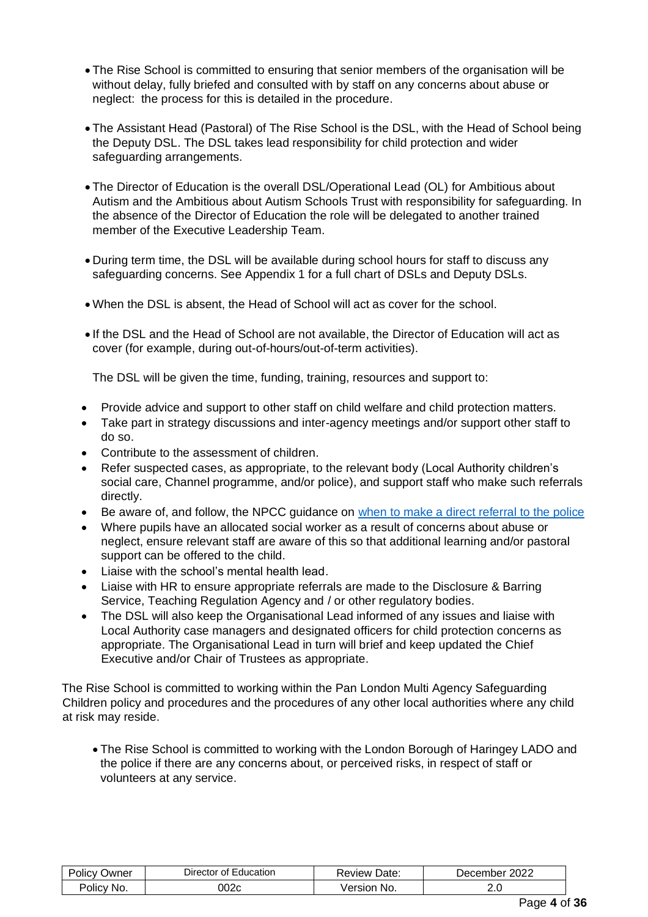- The Rise School is committed to ensuring that senior members of the organisation will be without delay, fully briefed and consulted with by staff on any concerns about abuse or neglect: the process for this is detailed in the procedure.

- The Assistant Head (Pastoral) of The Rise School is the DSL, with the Head of School being the Deputy DSL. The DSL takes lead responsibility for child protection and wider safeguarding arrangements.

- The Director of Education is the overall DSL/Operational Lead (OL) for Ambitious about Autism and the Ambitious about Autism Schools Trust with responsibility for safeguarding. In the absence of the Director of Education the role will be delegated to another trained member of the Executive Leadership Team.

- During term time, the DSL will be available during school hours for staff to discuss any safeguarding concerns. See Appendix 1 for a full chart of DSLs and Deputy DSLs.

- When the DSL is absent, the Head of School will act as cover for the school.

- If the DSL and the Head of School are not available, the Director of Education will act as cover (for example, during out-of-hours/out-of-term activities).

  The DSL will be given the time, funding, training, resources and support to:

- Provide advice and support to other staff on child welfare and child protection matters.
- Take part in strategy discussions and inter-agency meetings and/or support other staff to do so.
- Contribute to the assessment of children.
- Refer suspected cases, as appropriate, to the relevant body (Local Authority children's social care, Channel programme, and/or police), and support staff who make such referrals directly.
- Be aware of, and follow, the NPCC guidance on when to make a direct referral to the police
- Where pupils have an allocated social worker as a result of concerns about abuse or neglect, ensure relevant staff are aware of this so that additional learning and/or pastoral support can be offered to the child.
- Liaise with the school's mental health lead.
- Liaise with HR to ensure appropriate referrals are made to the Disclosure & Barring Service, Teaching Regulation Agency and / or other regulatory bodies.
- The DSL will also keep the Organisational Lead informed of any issues and liaise with Local Authority case managers and designated officers for child protection concerns as appropriate. The Organisational Lead in turn will brief and keep updated the Chief Executive and/or Chair of Trustees as appropriate.

The Rise School is committed to working within the Pan London Multi Agency Safeguarding Children policy and procedures and the procedures of any other local authorities where any child at risk may reside.

- The Rise School is committed to working with the London Borough of Haringey LADO and the police if there are any concerns about, or perceived risks, in respect of staff or volunteers at any service.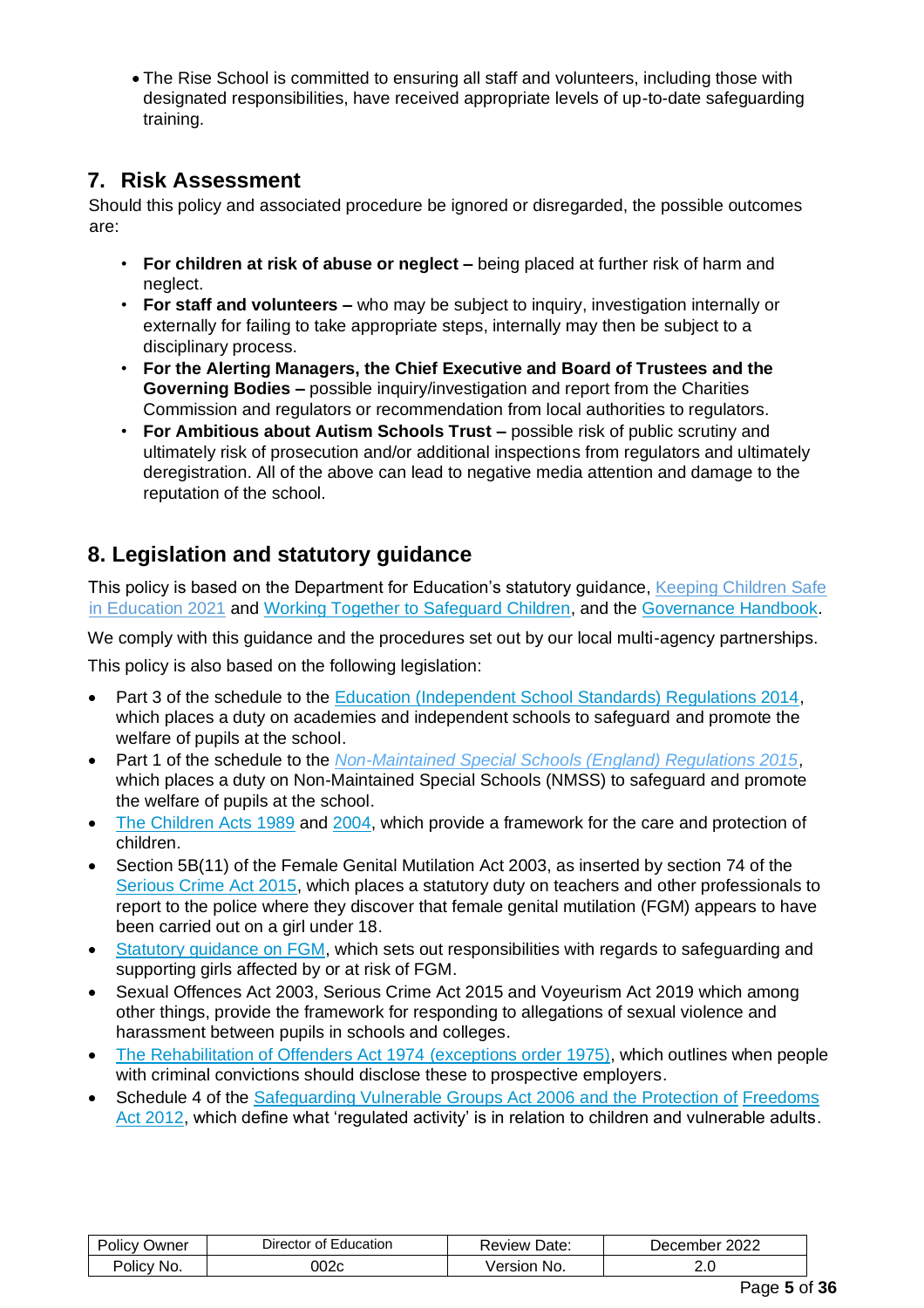- The Rise School is committed to ensuring all staff and volunteers, including those with designated responsibilities, have received appropriate levels of up-to-date safeguarding training.

## 7. Risk Assessment

Should this policy and associated procedure be ignored or disregarded, the possible outcomes are:

- **For children at risk of abuse or neglect –** being placed at further risk of harm and neglect.
- **For staff and volunteers –** who may be subject to inquiry, investigation internally or externally for failing to take appropriate steps, internally may then be subject to a disciplinary process.
- **For the Alerting Managers, the Chief Executive and Board of Trustees and the Governing Bodies –** possible inquiry/investigation and report from the Charities Commission and regulators or recommendation from local authorities to regulators.
- **For Ambitious about Autism Schools Trust –** possible risk of public scrutiny and ultimately risk of prosecution and/or additional inspections from regulators and ultimately deregistration. All of the above can lead to negative media attention and damage to the reputation of the school.

## 8. Legislation and statutory guidance

This policy is based on the Department for Education's statutory guidance, Keeping Children Safe in Education 2021 and Working Together to Safeguard Children, and the Governance Handbook.

We comply with this guidance and the procedures set out by our local multi-agency partnerships.

This policy is also based on the following legislation:

- Part 3 of the schedule to the Education (Independent School Standards) Regulations 2014, which places a duty on academies and independent schools to safeguard and promote the welfare of pupils at the school.
- Part 1 of the schedule to the *Non-Maintained Special Schools (England) Regulations 2015*, which places a duty on Non-Maintained Special Schools (NMSS) to safeguard and promote the welfare of pupils at the school.
- The Children Acts 1989 and 2004, which provide a framework for the care and protection of children.
- Section 5B(11) of the Female Genital Mutilation Act 2003, as inserted by section 74 of the Serious Crime Act 2015, which places a statutory duty on teachers and other professionals to report to the police where they discover that female genital mutilation (FGM) appears to have been carried out on a girl under 18.
- Statutory guidance on FGM, which sets out responsibilities with regards to safeguarding and supporting girls affected by or at risk of FGM.
- Sexual Offences Act 2003, Serious Crime Act 2015 and Voyeurism Act 2019 which among other things, provide the framework for responding to allegations of sexual violence and harassment between pupils in schools and colleges.
- The Rehabilitation of Offenders Act 1974 (exceptions order 1975), which outlines when people with criminal convictions should disclose these to prospective employers.
- Schedule 4 of the Safeguarding Vulnerable Groups Act 2006 and the Protection of Freedoms Act 2012, which define what 'regulated activity' is in relation to children and vulnerable adults.

| Policy Owner | Director of Education | Review Date: | December 2022 |
|---|---|---|---|
| Policy No. | 002c | Version No. | 2.0 |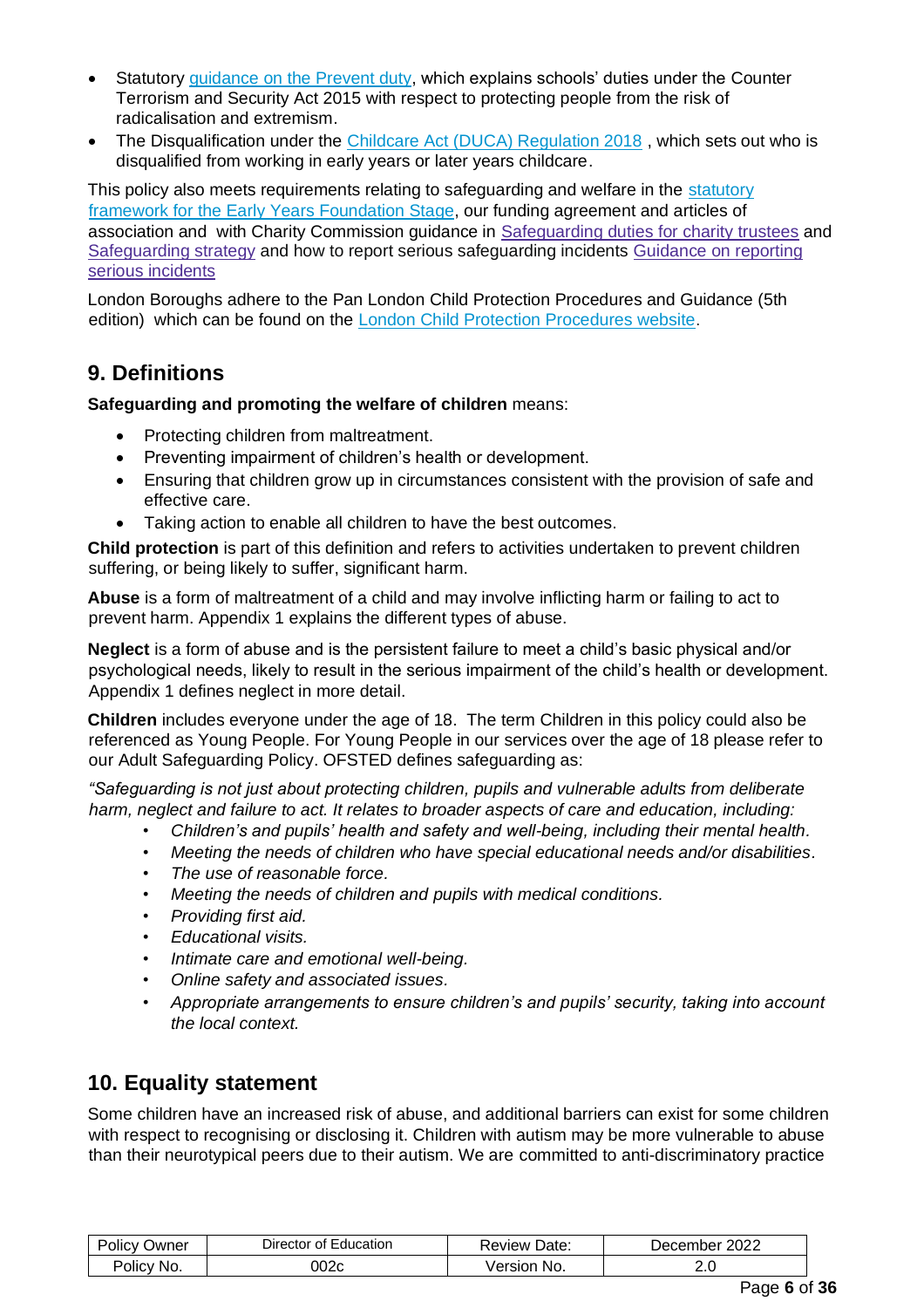- Statutory guidance on the Prevent duty, which explains schools' duties under the Counter Terrorism and Security Act 2015 with respect to protecting people from the risk of radicalisation and extremism.
- The Disqualification under the Childcare Act (DUCA) Regulation 2018 , which sets out who is disqualified from working in early years or later years childcare.

This policy also meets requirements relating to safeguarding and welfare in the statutory framework for the Early Years Foundation Stage, our funding agreement and articles of association and with Charity Commission guidance in Safeguarding duties for charity trustees and Safeguarding strategy and how to report serious safeguarding incidents Guidance on reporting serious incidents

London Boroughs adhere to the Pan London Child Protection Procedures and Guidance (5th edition) which can be found on the London Child Protection Procedures website.

## 9. Definitions

**Safeguarding and promoting the welfare of children** means:

- Protecting children from maltreatment.
- Preventing impairment of children's health or development.
- Ensuring that children grow up in circumstances consistent with the provision of safe and effective care.
- Taking action to enable all children to have the best outcomes.

**Child protection** is part of this definition and refers to activities undertaken to prevent children suffering, or being likely to suffer, significant harm.

**Abuse** is a form of maltreatment of a child and may involve inflicting harm or failing to act to prevent harm. Appendix 1 explains the different types of abuse.

**Neglect** is a form of abuse and is the persistent failure to meet a child's basic physical and/or psychological needs, likely to result in the serious impairment of the child's health or development. Appendix 1 defines neglect in more detail.

**Children** includes everyone under the age of 18. The term Children in this policy could also be referenced as Young People. For Young People in our services over the age of 18 please refer to our Adult Safeguarding Policy. OFSTED defines safeguarding as:

*"Safeguarding is not just about protecting children, pupils and vulnerable adults from deliberate harm, neglect and failure to act. It relates to broader aspects of care and education, including:*

- *Children's and pupils' health and safety and well-being, including their mental health.*
- *Meeting the needs of children who have special educational needs and/or disabilities.*
- *The use of reasonable force.*
- *Meeting the needs of children and pupils with medical conditions.*
- *Providing first aid.*
- *Educational visits.*
- *Intimate care and emotional well-being.*
- *Online safety and associated issues.*
- *Appropriate arrangements to ensure children's and pupils' security, taking into account the local context.*

## 10. Equality statement

Some children have an increased risk of abuse, and additional barriers can exist for some children with respect to recognising or disclosing it. Children with autism may be more vulnerable to abuse than their neurotypical peers due to their autism. We are committed to anti-discriminatory practice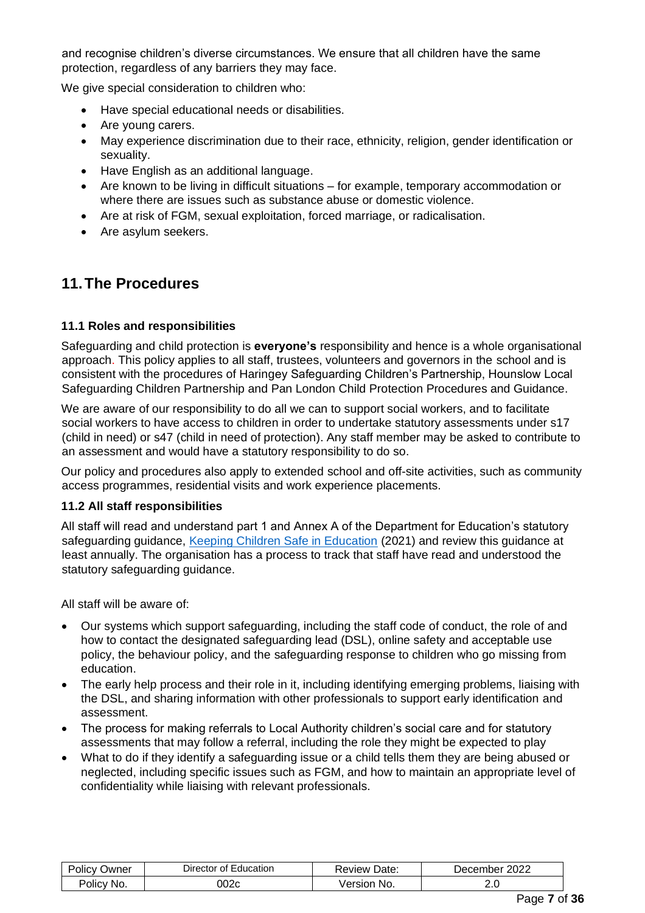and recognise children's diverse circumstances. We ensure that all children have the same protection, regardless of any barriers they may face.

We give special consideration to children who:

- Have special educational needs or disabilities.
- Are young carers.
- May experience discrimination due to their race, ethnicity, religion, gender identification or sexuality.
- Have English as an additional language.
- Are known to be living in difficult situations – for example, temporary accommodation or where there are issues such as substance abuse or domestic violence.
- Are at risk of FGM, sexual exploitation, forced marriage, or radicalisation.
- Are asylum seekers.

## 11. The Procedures

### 11.1 Roles and responsibilities

Safeguarding and child protection is **everyone's** responsibility and hence is a whole organisational approach. This policy applies to all staff, trustees, volunteers and governors in the school and is consistent with the procedures of Haringey Safeguarding Children's Partnership, Hounslow Local Safeguarding Children Partnership and Pan London Child Protection Procedures and Guidance.

We are aware of our responsibility to do all we can to support social workers, and to facilitate social workers to have access to children in order to undertake statutory assessments under s17 (child in need) or s47 (child in need of protection). Any staff member may be asked to contribute to an assessment and would have a statutory responsibility to do so.

Our policy and procedures also apply to extended school and off-site activities, such as community access programmes, residential visits and work experience placements.

### 11.2 All staff responsibilities

All staff will read and understand part 1 and Annex A of the Department for Education's statutory safeguarding guidance, Keeping Children Safe in Education (2021) and review this guidance at least annually. The organisation has a process to track that staff have read and understood the statutory safeguarding guidance.

All staff will be aware of:

- Our systems which support safeguarding, including the staff code of conduct, the role of and how to contact the designated safeguarding lead (DSL), online safety and acceptable use policy, the behaviour policy, and the safeguarding response to children who go missing from education.
- The early help process and their role in it, including identifying emerging problems, liaising with the DSL, and sharing information with other professionals to support early identification and assessment.
- The process for making referrals to Local Authority children's social care and for statutory assessments that may follow a referral, including the role they might be expected to play
- What to do if they identify a safeguarding issue or a child tells them they are being abused or neglected, including specific issues such as FGM, and how to maintain an appropriate level of confidentiality while liaising with relevant professionals.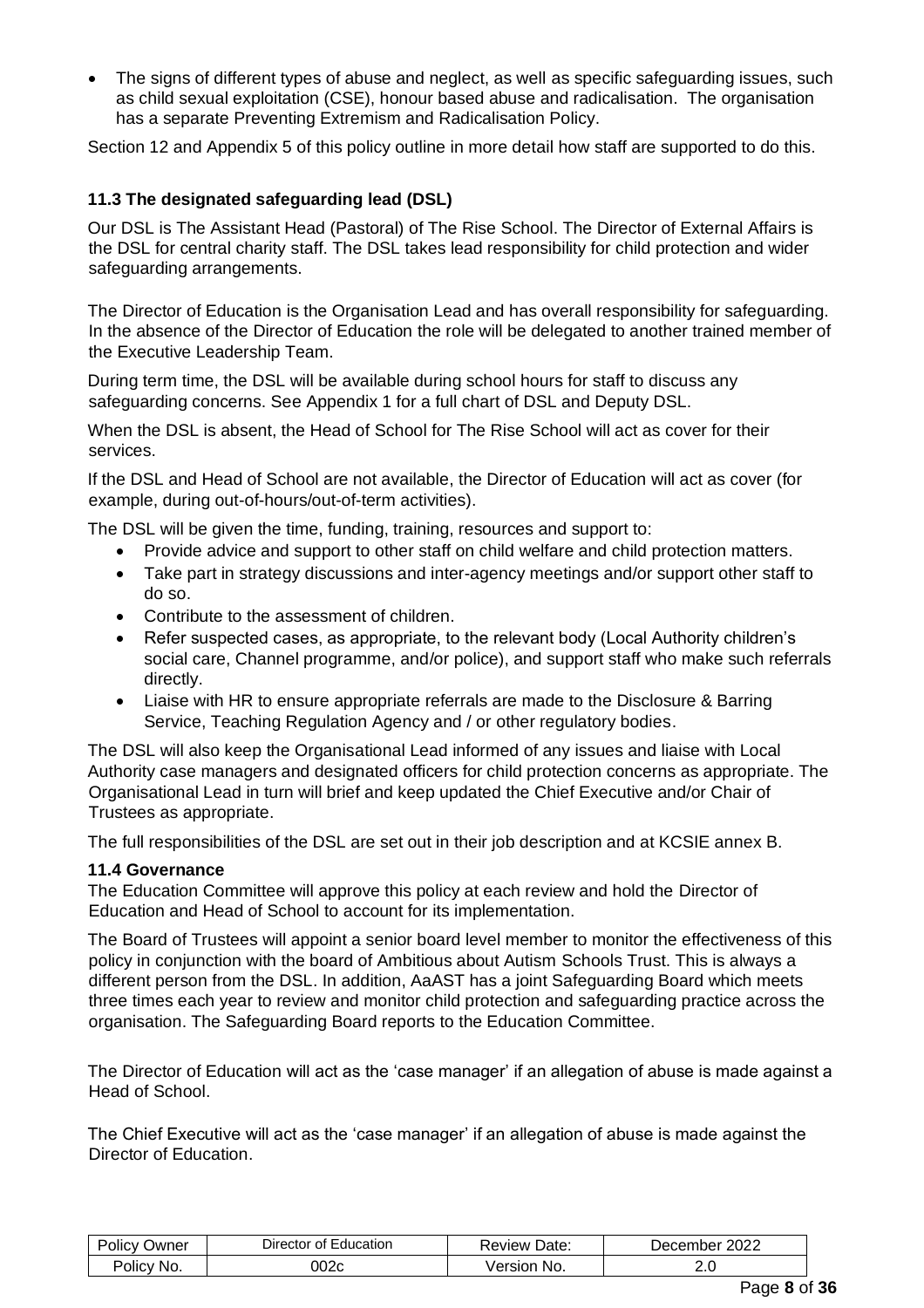- The signs of different types of abuse and neglect, as well as specific safeguarding issues, such as child sexual exploitation (CSE), honour based abuse and radicalisation. The organisation has a separate Preventing Extremism and Radicalisation Policy.

Section 12 and Appendix 5 of this policy outline in more detail how staff are supported to do this.

### 11.3 The designated safeguarding lead (DSL)

Our DSL is The Assistant Head (Pastoral) of The Rise School. The Director of External Affairs is the DSL for central charity staff. The DSL takes lead responsibility for child protection and wider safeguarding arrangements.

The Director of Education is the Organisation Lead and has overall responsibility for safeguarding. In the absence of the Director of Education the role will be delegated to another trained member of the Executive Leadership Team.

During term time, the DSL will be available during school hours for staff to discuss any safeguarding concerns. See Appendix 1 for a full chart of DSL and Deputy DSL.

When the DSL is absent, the Head of School for The Rise School will act as cover for their services.

If the DSL and Head of School are not available, the Director of Education will act as cover (for example, during out-of-hours/out-of-term activities).

The DSL will be given the time, funding, training, resources and support to:

- Provide advice and support to other staff on child welfare and child protection matters.
- Take part in strategy discussions and inter-agency meetings and/or support other staff to do so.
- Contribute to the assessment of children.
- Refer suspected cases, as appropriate, to the relevant body (Local Authority children's social care, Channel programme, and/or police), and support staff who make such referrals directly.
- Liaise with HR to ensure appropriate referrals are made to the Disclosure & Barring Service, Teaching Regulation Agency and / or other regulatory bodies.

The DSL will also keep the Organisational Lead informed of any issues and liaise with Local Authority case managers and designated officers for child protection concerns as appropriate. The Organisational Lead in turn will brief and keep updated the Chief Executive and/or Chair of Trustees as appropriate.

The full responsibilities of the DSL are set out in their job description and at KCSIE annex B.

### 11.4 Governance

The Education Committee will approve this policy at each review and hold the Director of Education and Head of School to account for its implementation.

The Board of Trustees will appoint a senior board level member to monitor the effectiveness of this policy in conjunction with the board of Ambitious about Autism Schools Trust. This is always a different person from the DSL. In addition, AaAST has a joint Safeguarding Board which meets three times each year to review and monitor child protection and safeguarding practice across the organisation. The Safeguarding Board reports to the Education Committee.

The Director of Education will act as the 'case manager' if an allegation of abuse is made against a Head of School.

The Chief Executive will act as the 'case manager' if an allegation of abuse is made against the Director of Education.

| Policy Owner | Director of Education | Review Date: | December 2022 |
|---|---|---|---|
| Policy No. | 002c | Version No. | 2.0 |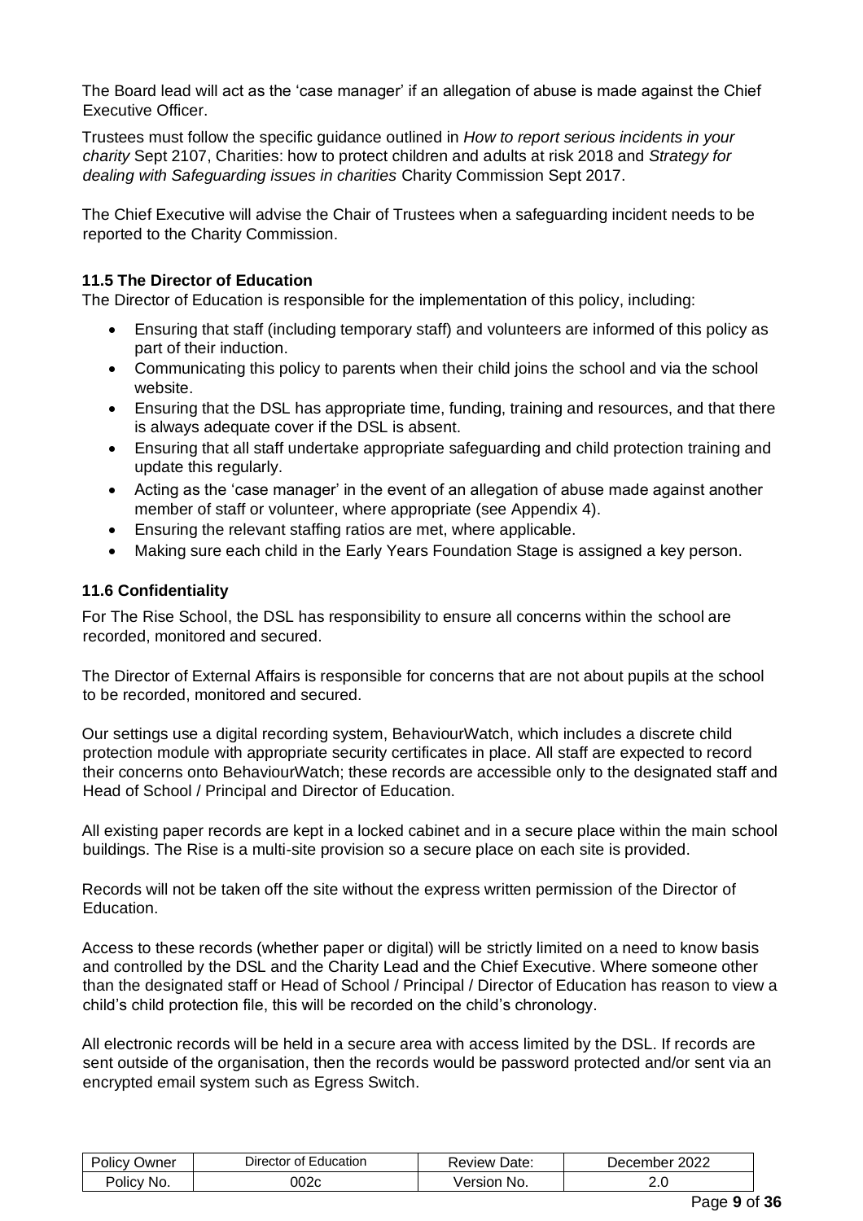The Board lead will act as the 'case manager' if an allegation of abuse is made against the Chief Executive Officer.

Trustees must follow the specific guidance outlined in *How to report serious incidents in your charity* Sept 2107, Charities: how to protect children and adults at risk 2018 and *Strategy for dealing with Safeguarding issues in charities* Charity Commission Sept 2017.

The Chief Executive will advise the Chair of Trustees when a safeguarding incident needs to be reported to the Charity Commission.

### 11.5 The Director of Education

The Director of Education is responsible for the implementation of this policy, including:

- Ensuring that staff (including temporary staff) and volunteers are informed of this policy as part of their induction.
- Communicating this policy to parents when their child joins the school and via the school website.
- Ensuring that the DSL has appropriate time, funding, training and resources, and that there is always adequate cover if the DSL is absent.
- Ensuring that all staff undertake appropriate safeguarding and child protection training and update this regularly.
- Acting as the 'case manager' in the event of an allegation of abuse made against another member of staff or volunteer, where appropriate (see Appendix 4).
- Ensuring the relevant staffing ratios are met, where applicable.
- Making sure each child in the Early Years Foundation Stage is assigned a key person.

### 11.6 Confidentiality

For The Rise School, the DSL has responsibility to ensure all concerns within the school are recorded, monitored and secured.

The Director of External Affairs is responsible for concerns that are not about pupils at the school to be recorded, monitored and secured.

Our settings use a digital recording system, BehaviourWatch, which includes a discrete child protection module with appropriate security certificates in place. All staff are expected to record their concerns onto BehaviourWatch; these records are accessible only to the designated staff and Head of School / Principal and Director of Education.

All existing paper records are kept in a locked cabinet and in a secure place within the main school buildings. The Rise is a multi-site provision so a secure place on each site is provided.

Records will not be taken off the site without the express written permission of the Director of Education.

Access to these records (whether paper or digital) will be strictly limited on a need to know basis and controlled by the DSL and the Charity Lead and the Chief Executive. Where someone other than the designated staff or Head of School / Principal / Director of Education has reason to view a child's child protection file, this will be recorded on the child's chronology.

All electronic records will be held in a secure area with access limited by the DSL. If records are sent outside of the organisation, then the records would be password protected and/or sent via an encrypted email system such as Egress Switch.

| Policy Owner | Director of Education | Review Date: | December 2022 |
| --- | --- | --- | --- |
| Policy No. | 002c | Version No. | 2.0 |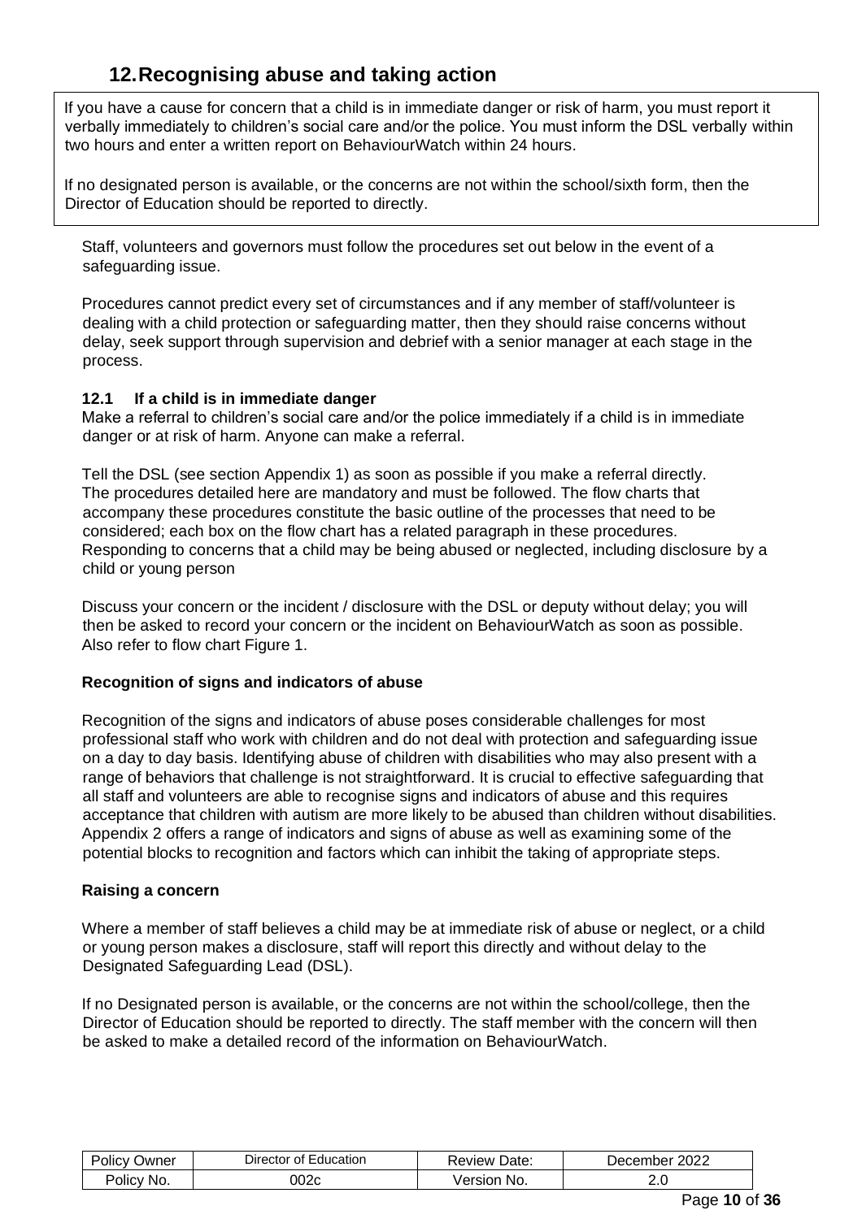## 12. Recognising abuse and taking action

If you have a cause for concern that a child is in immediate danger or risk of harm, you must report it verbally immediately to children's social care and/or the police. You must inform the DSL verbally within two hours and enter a written report on BehaviourWatch within 24 hours.

If no designated person is available, or the concerns are not within the school/sixth form, then the Director of Education should be reported to directly.

Staff, volunteers and governors must follow the procedures set out below in the event of a safeguarding issue.

Procedures cannot predict every set of circumstances and if any member of staff/volunteer is dealing with a child protection or safeguarding matter, then they should raise concerns without delay, seek support through supervision and debrief with a senior manager at each stage in the process.

### 12.1 If a child is in immediate danger

Make a referral to children's social care and/or the police immediately if a child is in immediate danger or at risk of harm. Anyone can make a referral.

Tell the DSL (see section Appendix 1) as soon as possible if you make a referral directly. The procedures detailed here are mandatory and must be followed. The flow charts that accompany these procedures constitute the basic outline of the processes that need to be considered; each box on the flow chart has a related paragraph in these procedures. Responding to concerns that a child may be being abused or neglected, including disclosure by a child or young person

Discuss your concern or the incident / disclosure with the DSL or deputy without delay; you will then be asked to record your concern or the incident on BehaviourWatch as soon as possible. Also refer to flow chart Figure 1.

**Recognition of signs and indicators of abuse**

Recognition of the signs and indicators of abuse poses considerable challenges for most professional staff who work with children and do not deal with protection and safeguarding issue on a day to day basis. Identifying abuse of children with disabilities who may also present with a range of behaviors that challenge is not straightforward. It is crucial to effective safeguarding that all staff and volunteers are able to recognise signs and indicators of abuse and this requires acceptance that children with autism are more likely to be abused than children without disabilities. Appendix 2 offers a range of indicators and signs of abuse as well as examining some of the potential blocks to recognition and factors which can inhibit the taking of appropriate steps.

**Raising a concern**

Where a member of staff believes a child may be at immediate risk of abuse or neglect, or a child or young person makes a disclosure, staff will report this directly and without delay to the Designated Safeguarding Lead (DSL).

If no Designated person is available, or the concerns are not within the school/college, then the Director of Education should be reported to directly. The staff member with the concern will then be asked to make a detailed record of the information on BehaviourWatch.

| Policy Owner | Director of Education | Review Date: | December 2022 |
|---|---|---|---|
| Policy No. | 002c | Version No. | 2.0 |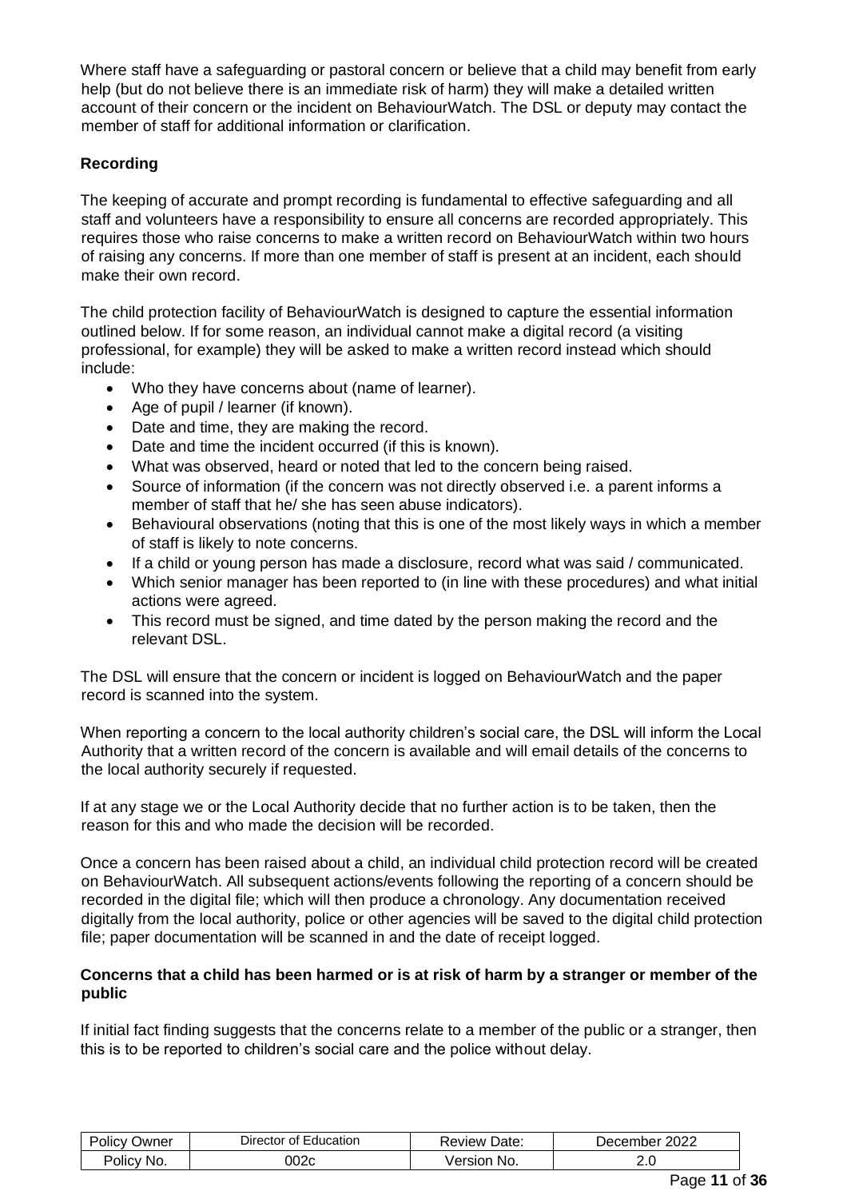Where staff have a safeguarding or pastoral concern or believe that a child may benefit from early help (but do not believe there is an immediate risk of harm) they will make a detailed written account of their concern or the incident on BehaviourWatch. The DSL or deputy may contact the member of staff for additional information or clarification.

### Recording

The keeping of accurate and prompt recording is fundamental to effective safeguarding and all staff and volunteers have a responsibility to ensure all concerns are recorded appropriately. This requires those who raise concerns to make a written record on BehaviourWatch within two hours of raising any concerns. If more than one member of staff is present at an incident, each should make their own record.

The child protection facility of BehaviourWatch is designed to capture the essential information outlined below. If for some reason, an individual cannot make a digital record (a visiting professional, for example) they will be asked to make a written record instead which should include:

- Who they have concerns about (name of learner).
- Age of pupil / learner (if known).
- Date and time, they are making the record.
- Date and time the incident occurred (if this is known).
- What was observed, heard or noted that led to the concern being raised.
- Source of information (if the concern was not directly observed i.e. a parent informs a member of staff that he/ she has seen abuse indicators).
- Behavioural observations (noting that this is one of the most likely ways in which a member of staff is likely to note concerns.
- If a child or young person has made a disclosure, record what was said / communicated.
- Which senior manager has been reported to (in line with these procedures) and what initial actions were agreed.
- This record must be signed, and time dated by the person making the record and the relevant DSL.

The DSL will ensure that the concern or incident is logged on BehaviourWatch and the paper record is scanned into the system.

When reporting a concern to the local authority children's social care, the DSL will inform the Local Authority that a written record of the concern is available and will email details of the concerns to the local authority securely if requested.

If at any stage we or the Local Authority decide that no further action is to be taken, then the reason for this and who made the decision will be recorded.

Once a concern has been raised about a child, an individual child protection record will be created on BehaviourWatch. All subsequent actions/events following the reporting of a concern should be recorded in the digital file; which will then produce a chronology. Any documentation received digitally from the local authority, police or other agencies will be saved to the digital child protection file; paper documentation will be scanned in and the date of receipt logged.

### Concerns that a child has been harmed or is at risk of harm by a stranger or member of the public

If initial fact finding suggests that the concerns relate to a member of the public or a stranger, then this is to be reported to children's social care and the police without delay.

| Policy Owner | Director of Education | Review Date: | December 2022 |
|---|---|---|---|
| Policy No. | 002c | Version No. | 2.0 |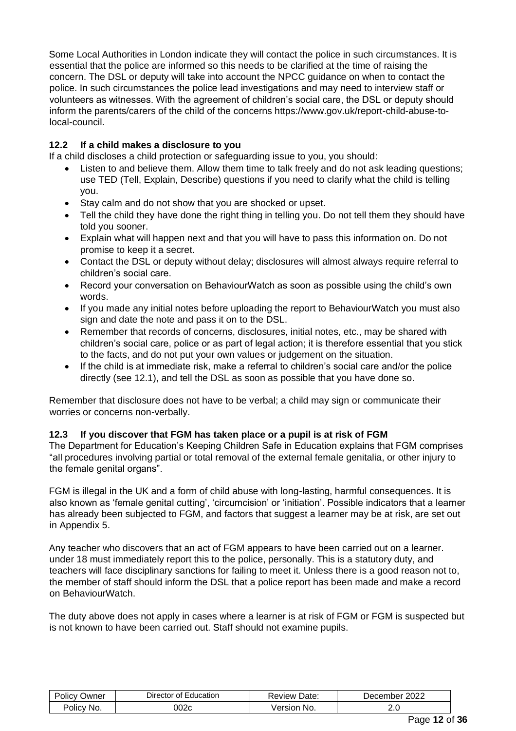Some Local Authorities in London indicate they will contact the police in such circumstances. It is essential that the police are informed so this needs to be clarified at the time of raising the concern. The DSL or deputy will take into account the NPCC guidance on when to contact the police. In such circumstances the police lead investigations and may need to interview staff or volunteers as witnesses. With the agreement of children's social care, the DSL or deputy should inform the parents/carers of the child of the concerns https://www.gov.uk/report-child-abuse-to-local-council.

### 12.2 If a child makes a disclosure to you

If a child discloses a child protection or safeguarding issue to you, you should:

- Listen to and believe them. Allow them time to talk freely and do not ask leading questions; use TED (Tell, Explain, Describe) questions if you need to clarify what the child is telling you.
- Stay calm and do not show that you are shocked or upset.
- Tell the child they have done the right thing in telling you. Do not tell them they should have told you sooner.
- Explain what will happen next and that you will have to pass this information on. Do not promise to keep it a secret.
- Contact the DSL or deputy without delay; disclosures will almost always require referral to children's social care.
- Record your conversation on BehaviourWatch as soon as possible using the child's own words.
- If you made any initial notes before uploading the report to BehaviourWatch you must also sign and date the note and pass it on to the DSL.
- Remember that records of concerns, disclosures, initial notes, etc., may be shared with children's social care, police or as part of legal action; it is therefore essential that you stick to the facts, and do not put your own values or judgement on the situation.
- If the child is at immediate risk, make a referral to children's social care and/or the police directly (see 12.1), and tell the DSL as soon as possible that you have done so.

Remember that disclosure does not have to be verbal; a child may sign or communicate their worries or concerns non-verbally.

### 12.3 If you discover that FGM has taken place or a pupil is at risk of FGM

The Department for Education's Keeping Children Safe in Education explains that FGM comprises "all procedures involving partial or total removal of the external female genitalia, or other injury to the female genital organs".

FGM is illegal in the UK and a form of child abuse with long-lasting, harmful consequences. It is also known as 'female genital cutting', 'circumcision' or 'initiation'. Possible indicators that a learner has already been subjected to FGM, and factors that suggest a learner may be at risk, are set out in Appendix 5.

Any teacher who discovers that an act of FGM appears to have been carried out on a learner. under 18 must immediately report this to the police, personally. This is a statutory duty, and teachers will face disciplinary sanctions for failing to meet it. Unless there is a good reason not to, the member of staff should inform the DSL that a police report has been made and make a record on BehaviourWatch.

The duty above does not apply in cases where a learner is at risk of FGM or FGM is suspected but is not known to have been carried out. Staff should not examine pupils.

| Policy Owner | Director of Education | Review Date: | December 2022 |
|---|---|---|---|
| Policy No. | 002c | Version No. | 2.0 |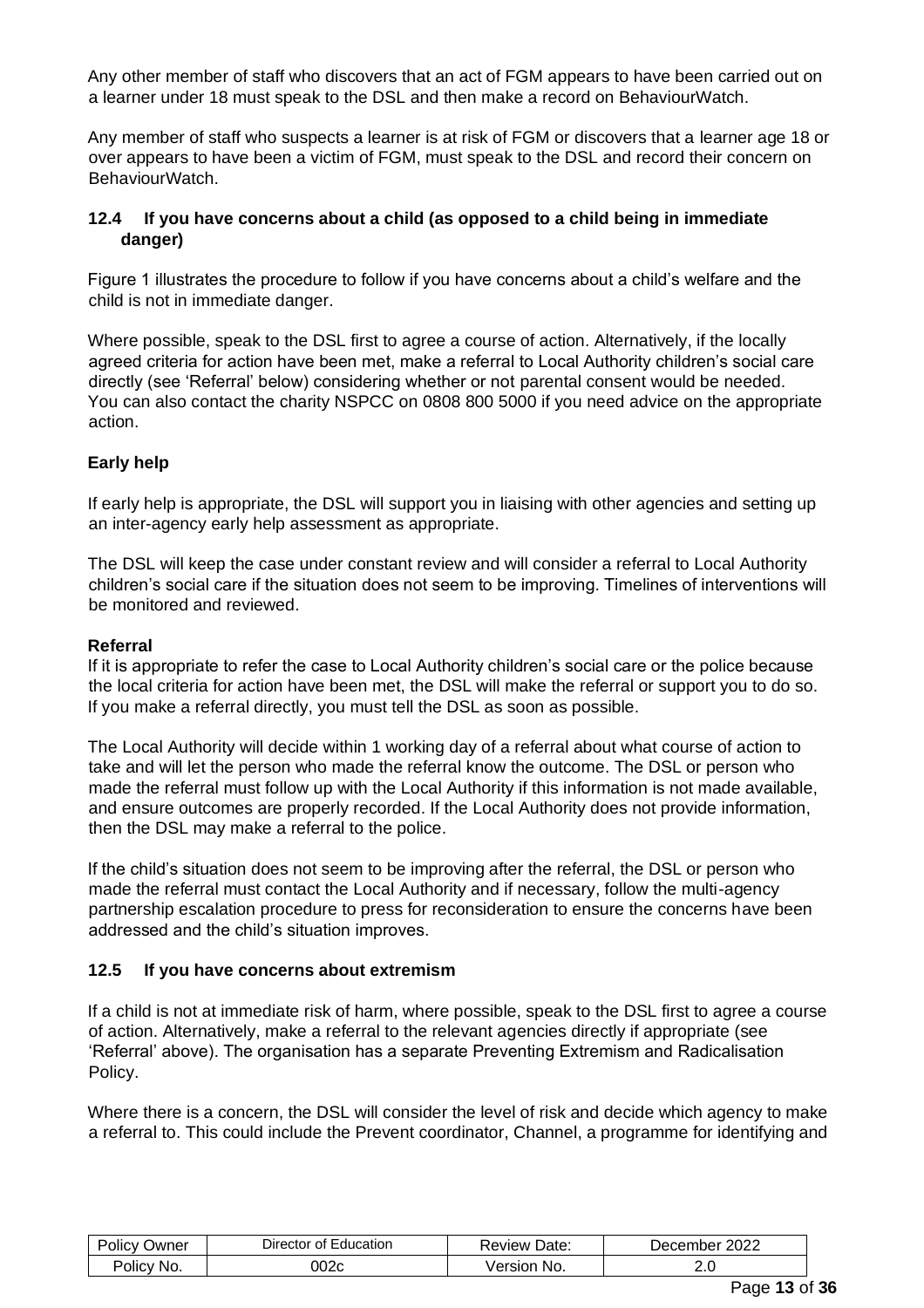Any other member of staff who discovers that an act of FGM appears to have been carried out on a learner under 18 must speak to the DSL and then make a record on BehaviourWatch.

Any member of staff who suspects a learner is at risk of FGM or discovers that a learner age 18 or over appears to have been a victim of FGM, must speak to the DSL and record their concern on BehaviourWatch.

### 12.4 If you have concerns about a child (as opposed to a child being in immediate danger)

Figure 1 illustrates the procedure to follow if you have concerns about a child's welfare and the child is not in immediate danger.

Where possible, speak to the DSL first to agree a course of action. Alternatively, if the locally agreed criteria for action have been met, make a referral to Local Authority children's social care directly (see 'Referral' below) considering whether or not parental consent would be needed. You can also contact the charity NSPCC on 0808 800 5000 if you need advice on the appropriate action.

**Early help**

If early help is appropriate, the DSL will support you in liaising with other agencies and setting up an inter-agency early help assessment as appropriate.

The DSL will keep the case under constant review and will consider a referral to Local Authority children's social care if the situation does not seem to be improving. Timelines of interventions will be monitored and reviewed.

**Referral**

If it is appropriate to refer the case to Local Authority children's social care or the police because the local criteria for action have been met, the DSL will make the referral or support you to do so. If you make a referral directly, you must tell the DSL as soon as possible.

The Local Authority will decide within 1 working day of a referral about what course of action to take and will let the person who made the referral know the outcome. The DSL or person who made the referral must follow up with the Local Authority if this information is not made available, and ensure outcomes are properly recorded. If the Local Authority does not provide information, then the DSL may make a referral to the police.

If the child's situation does not seem to be improving after the referral, the DSL or person who made the referral must contact the Local Authority and if necessary, follow the multi-agency partnership escalation procedure to press for reconsideration to ensure the concerns have been addressed and the child's situation improves.

### 12.5 If you have concerns about extremism

If a child is not at immediate risk of harm, where possible, speak to the DSL first to agree a course of action. Alternatively, make a referral to the relevant agencies directly if appropriate (see 'Referral' above). The organisation has a separate Preventing Extremism and Radicalisation Policy.

Where there is a concern, the DSL will consider the level of risk and decide which agency to make a referral to. This could include the Prevent coordinator, Channel, a programme for identifying and

| Policy Owner | Director of Education | Review Date: | December 2022 |
|---|---|---|---|
| Policy No. | 002c | Version No. | 2.0 |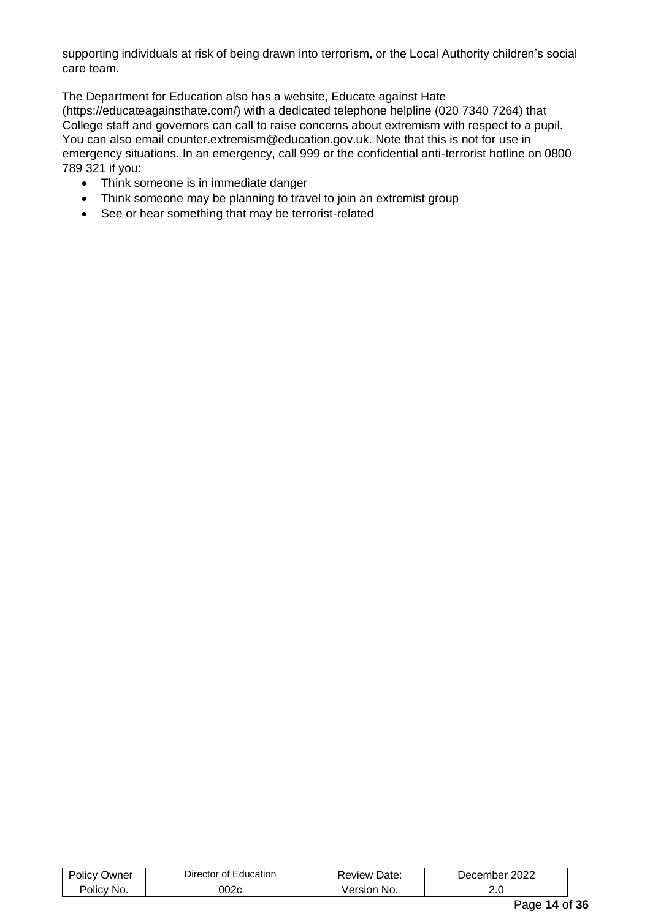supporting individuals at risk of being drawn into terrorism, or the Local Authority children's social care team.

The Department for Education also has a website, Educate against Hate (https://educateagainsthate.com/) with a dedicated telephone helpline (020 7340 7264) that College staff and governors can call to raise concerns about extremism with respect to a pupil. You can also email counter.extremism@education.gov.uk. Note that this is not for use in emergency situations. In an emergency, call 999 or the confidential anti-terrorist hotline on 0800 789 321 if you:

- Think someone is in immediate danger
- Think someone may be planning to travel to join an extremist group
- See or hear something that may be terrorist-related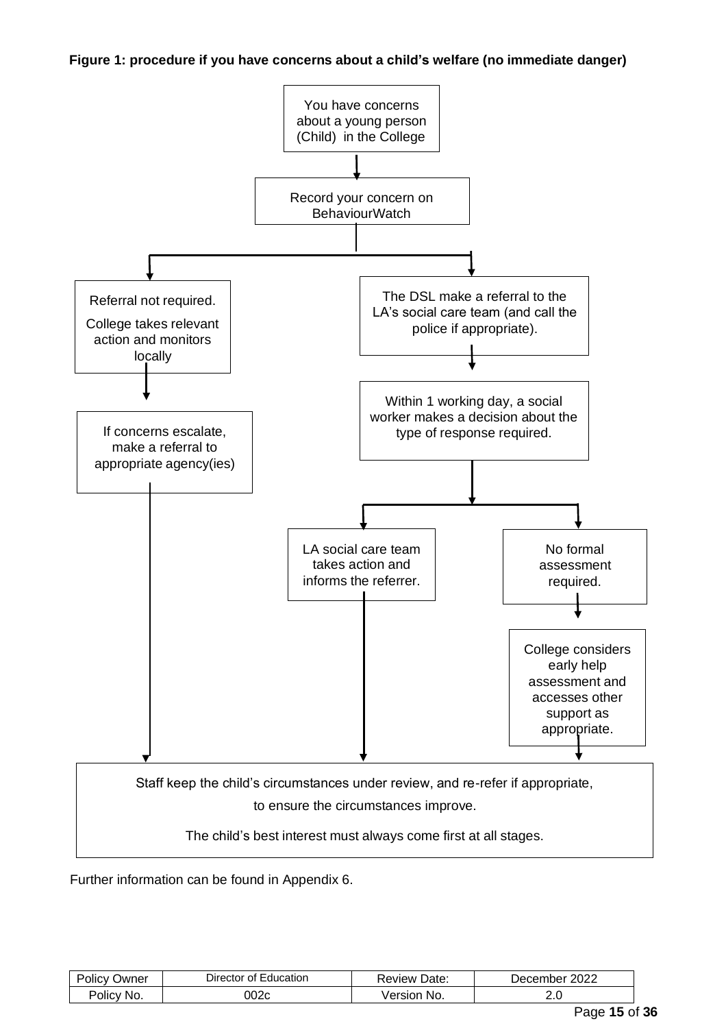**Figure 1: procedure if you have concerns about a child's welfare (no immediate danger)**

You have concerns about a young person (Child) in the College

↓

Record your concern on BehaviourWatch

↓

- **Referral not required.** College takes relevant action and monitors locally
  - ↓ If concerns escalate, make a referral to appropriate agency(ies)
- **The DSL make a referral to the LA's social care team (and call the police if appropriate).**
  - ↓ Within 1 working day, a social worker makes a decision about the type of response required.
    - LA social care team takes action and informs the referrer.
    - No formal assessment required.
      - ↓ College considers early help assessment and accesses other support as appropriate.

↓

Staff keep the child's circumstances under review, and re-refer if appropriate, to ensure the circumstances improve.

The child's best interest must always come first at all stages.

Further information can be found in Appendix 6.

| Policy Owner | Director of Education | Review Date: | December 2022 |
| --- | --- | --- | --- |
| Policy No. | 002c | Version No. | 2.0 |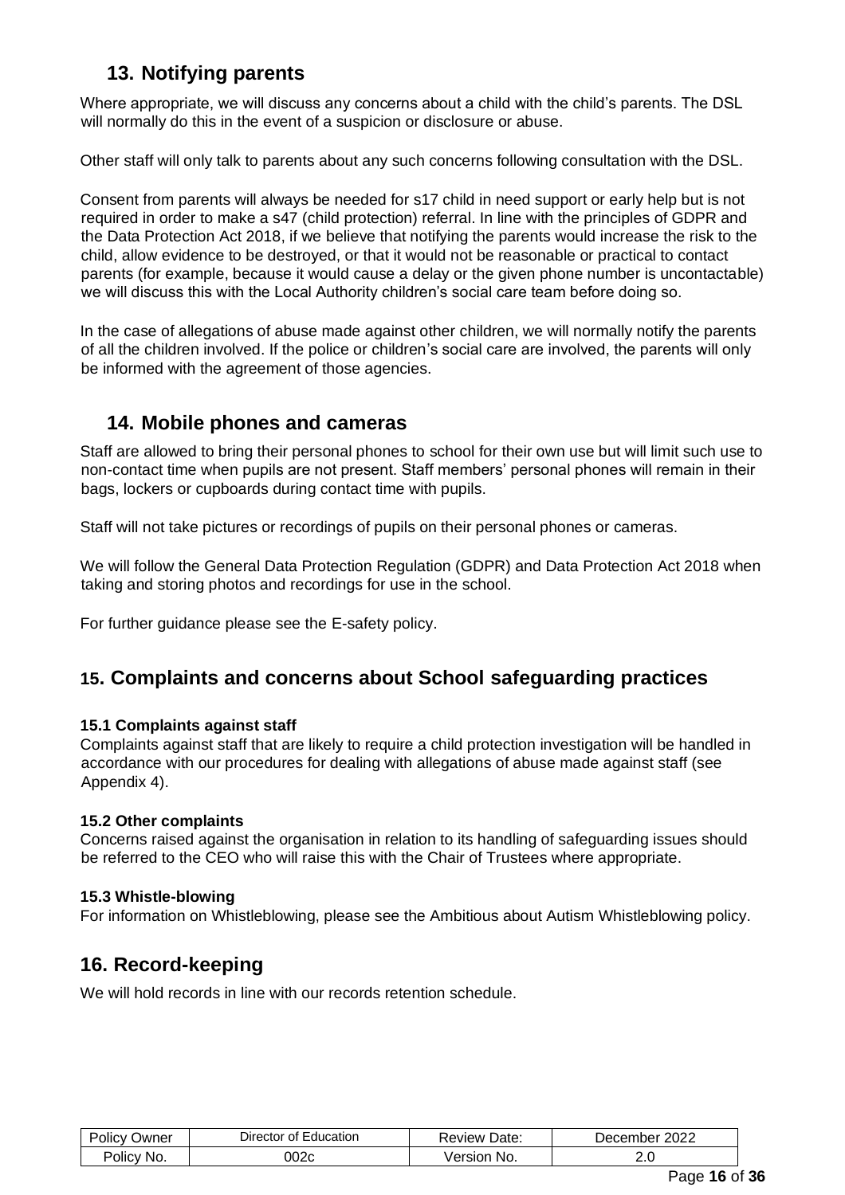## 13. Notifying parents

Where appropriate, we will discuss any concerns about a child with the child's parents. The DSL will normally do this in the event of a suspicion or disclosure or abuse.

Other staff will only talk to parents about any such concerns following consultation with the DSL.

Consent from parents will always be needed for s17 child in need support or early help but is not required in order to make a s47 (child protection) referral. In line with the principles of GDPR and the Data Protection Act 2018, if we believe that notifying the parents would increase the risk to the child, allow evidence to be destroyed, or that it would not be reasonable or practical to contact parents (for example, because it would cause a delay or the given phone number is uncontactable) we will discuss this with the Local Authority children's social care team before doing so.

In the case of allegations of abuse made against other children, we will normally notify the parents of all the children involved. If the police or children's social care are involved, the parents will only be informed with the agreement of those agencies.

## 14. Mobile phones and cameras

Staff are allowed to bring their personal phones to school for their own use but will limit such use to non-contact time when pupils are not present. Staff members' personal phones will remain in their bags, lockers or cupboards during contact time with pupils.

Staff will not take pictures or recordings of pupils on their personal phones or cameras.

We will follow the General Data Protection Regulation (GDPR) and Data Protection Act 2018 when taking and storing photos and recordings for use in the school.

For further guidance please see the E-safety policy.

## 15. Complaints and concerns about School safeguarding practices

**15.1 Complaints against staff**

Complaints against staff that are likely to require a child protection investigation will be handled in accordance with our procedures for dealing with allegations of abuse made against staff (see Appendix 4).

**15.2 Other complaints**

Concerns raised against the organisation in relation to its handling of safeguarding issues should be referred to the CEO who will raise this with the Chair of Trustees where appropriate.

**15.3 Whistle-blowing**

For information on Whistleblowing, please see the Ambitious about Autism Whistleblowing policy.

## 16. Record-keeping

We will hold records in line with our records retention schedule.

| Policy Owner | Director of Education | Review Date: | December 2022 |
|---|---|---|---|
| Policy No. | 002c | Version No. | 2.0 |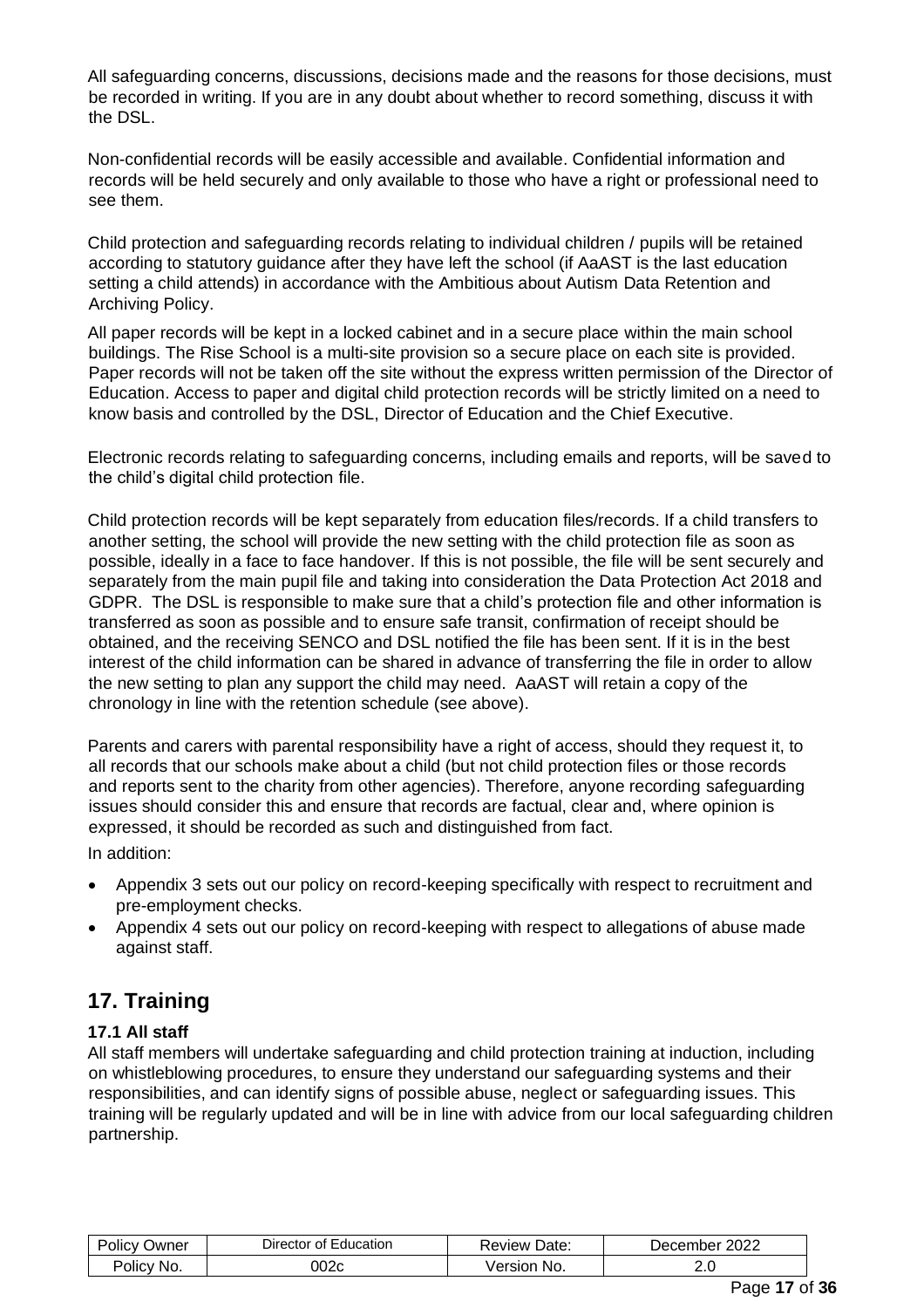All safeguarding concerns, discussions, decisions made and the reasons for those decisions, must be recorded in writing. If you are in any doubt about whether to record something, discuss it with the DSL.

Non-confidential records will be easily accessible and available. Confidential information and records will be held securely and only available to those who have a right or professional need to see them.

Child protection and safeguarding records relating to individual children / pupils will be retained according to statutory guidance after they have left the school (if AaAST is the last education setting a child attends) in accordance with the Ambitious about Autism Data Retention and Archiving Policy.

All paper records will be kept in a locked cabinet and in a secure place within the main school buildings. The Rise School is a multi-site provision so a secure place on each site is provided. Paper records will not be taken off the site without the express written permission of the Director of Education. Access to paper and digital child protection records will be strictly limited on a need to know basis and controlled by the DSL, Director of Education and the Chief Executive.

Electronic records relating to safeguarding concerns, including emails and reports, will be saved to the child's digital child protection file.

Child protection records will be kept separately from education files/records. If a child transfers to another setting, the school will provide the new setting with the child protection file as soon as possible, ideally in a face to face handover. If this is not possible, the file will be sent securely and separately from the main pupil file and taking into consideration the Data Protection Act 2018 and GDPR. The DSL is responsible to make sure that a child's protection file and other information is transferred as soon as possible and to ensure safe transit, confirmation of receipt should be obtained, and the receiving SENCO and DSL notified the file has been sent. If it is in the best interest of the child information can be shared in advance of transferring the file in order to allow the new setting to plan any support the child may need. AaAST will retain a copy of the chronology in line with the retention schedule (see above).

Parents and carers with parental responsibility have a right of access, should they request it, to all records that our schools make about a child (but not child protection files or those records and reports sent to the charity from other agencies). Therefore, anyone recording safeguarding issues should consider this and ensure that records are factual, clear and, where opinion is expressed, it should be recorded as such and distinguished from fact.

In addition:

- Appendix 3 sets out our policy on record-keeping specifically with respect to recruitment and pre-employment checks.
- Appendix 4 sets out our policy on record-keeping with respect to allegations of abuse made against staff.

## 17. Training

### 17.1 All staff

All staff members will undertake safeguarding and child protection training at induction, including on whistleblowing procedures, to ensure they understand our safeguarding systems and their responsibilities, and can identify signs of possible abuse, neglect or safeguarding issues. This training will be regularly updated and will be in line with advice from our local safeguarding children partnership.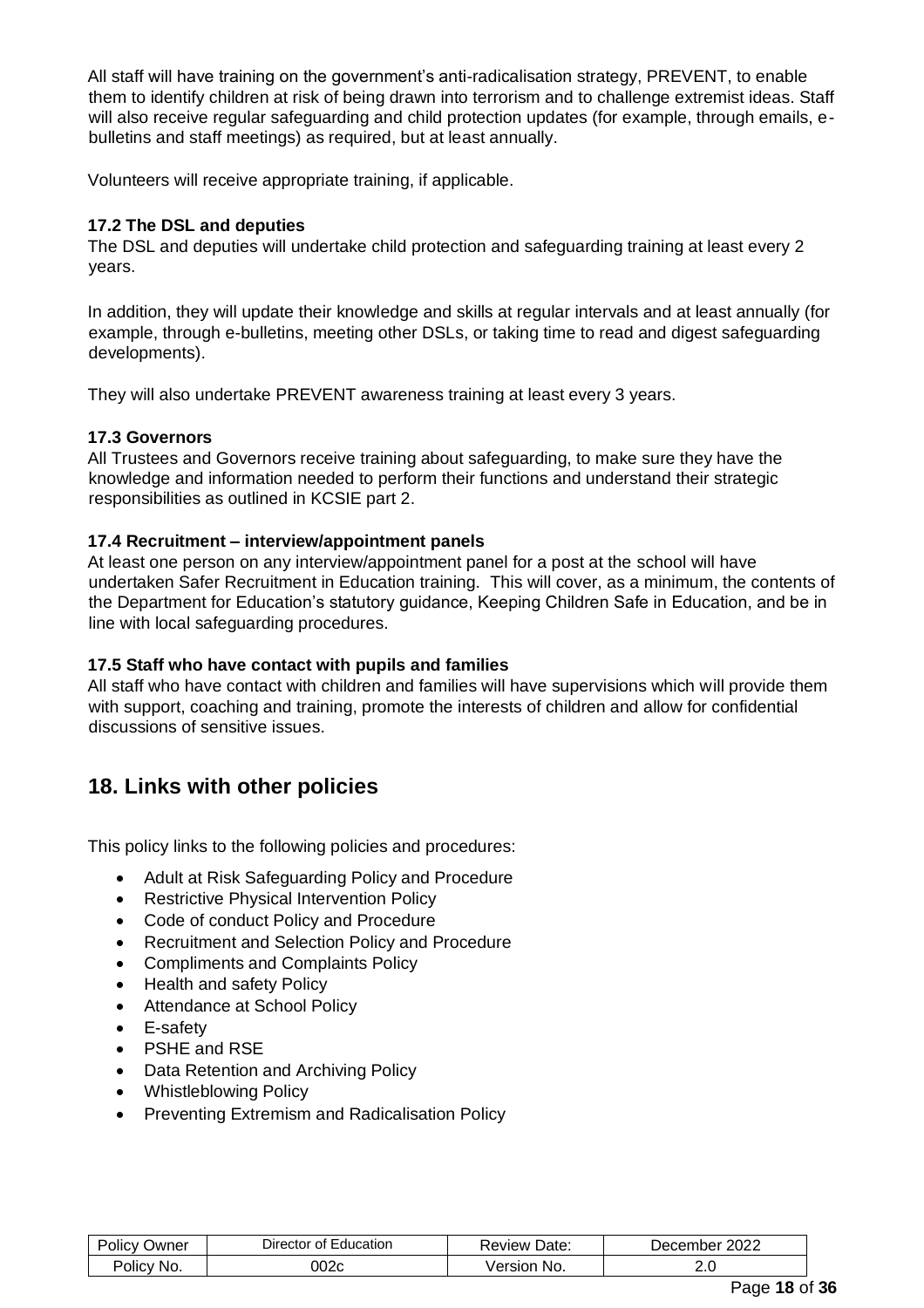All staff will have training on the government's anti-radicalisation strategy, PREVENT, to enable them to identify children at risk of being drawn into terrorism and to challenge extremist ideas. Staff will also receive regular safeguarding and child protection updates (for example, through emails, e-bulletins and staff meetings) as required, but at least annually.

Volunteers will receive appropriate training, if applicable.

### 17.2 The DSL and deputies

The DSL and deputies will undertake child protection and safeguarding training at least every 2 years.

In addition, they will update their knowledge and skills at regular intervals and at least annually (for example, through e-bulletins, meeting other DSLs, or taking time to read and digest safeguarding developments).

They will also undertake PREVENT awareness training at least every 3 years.

### 17.3 Governors

All Trustees and Governors receive training about safeguarding, to make sure they have the knowledge and information needed to perform their functions and understand their strategic responsibilities as outlined in KCSIE part 2.

### 17.4 Recruitment – interview/appointment panels

At least one person on any interview/appointment panel for a post at the school will have undertaken Safer Recruitment in Education training. This will cover, as a minimum, the contents of the Department for Education's statutory guidance, Keeping Children Safe in Education, and be in line with local safeguarding procedures.

### 17.5 Staff who have contact with pupils and families

All staff who have contact with children and families will have supervisions which will provide them with support, coaching and training, promote the interests of children and allow for confidential discussions of sensitive issues.

## 18. Links with other policies

This policy links to the following policies and procedures:

- Adult at Risk Safeguarding Policy and Procedure
- Restrictive Physical Intervention Policy
- Code of conduct Policy and Procedure
- Recruitment and Selection Policy and Procedure
- Compliments and Complaints Policy
- Health and safety Policy
- Attendance at School Policy
- E-safety
- PSHE and RSE
- Data Retention and Archiving Policy
- Whistleblowing Policy
- Preventing Extremism and Radicalisation Policy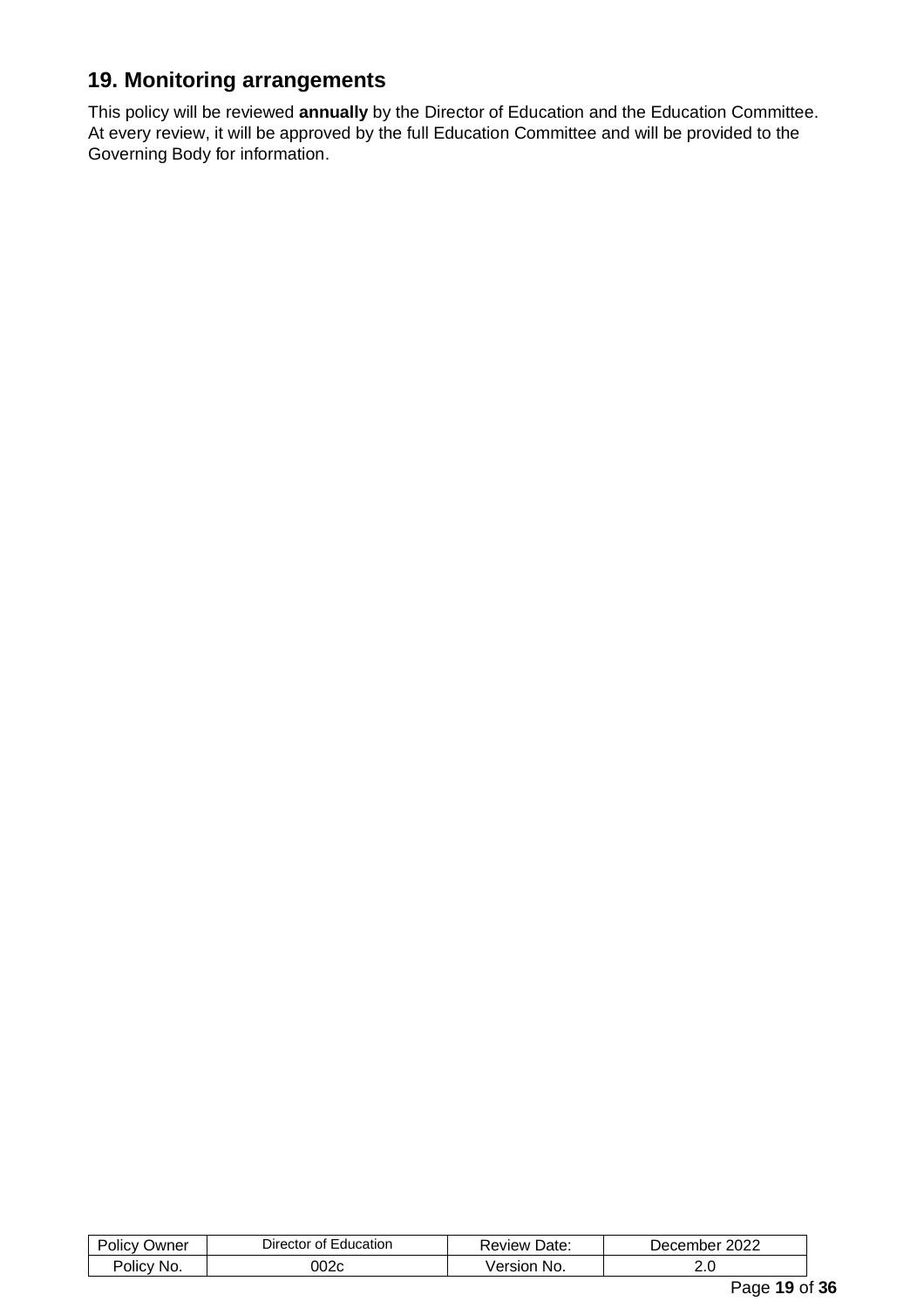## 19. Monitoring arrangements

This policy will be reviewed **annually** by the Director of Education and the Education Committee. At every review, it will be approved by the full Education Committee and will be provided to the Governing Body for information.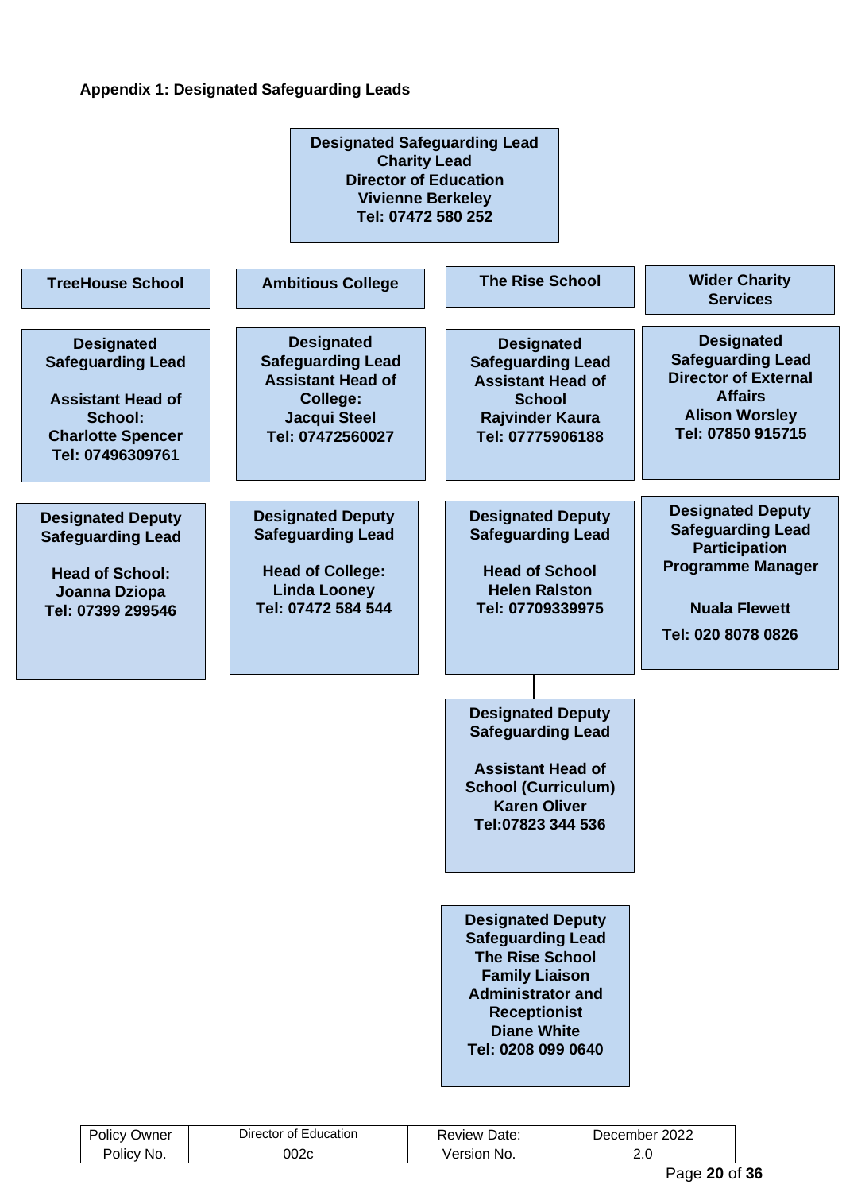**Appendix 1: Designated Safeguarding Leads**

**Designated Safeguarding Lead**
**Charity Lead**
**Director of Education**
**Vivienne Berkeley**
**Tel: 07472 580 252**

| TreeHouse School | Ambitious College | The Rise School | Wider Charity Services |
|---|---|---|---|
| **Designated Safeguarding Lead**<br><br>**Assistant Head of School:**<br>**Charlotte Spencer**<br>**Tel: 07496309761** | **Designated Safeguarding Lead**<br>**Assistant Head of College:**<br>**Jacqui Steel**<br>**Tel: 07472560027** | **Designated Safeguarding Lead**<br>**Assistant Head of School**<br>**Rajvinder Kaura**<br>**Tel: 07775906188** | **Designated Safeguarding Lead**<br>**Director of External Affairs**<br>**Alison Worsley**<br>**Tel: 07850 915715** |
| **Designated Deputy Safeguarding Lead**<br><br>**Head of School:**<br>**Joanna Dziopa**<br>**Tel: 07399 299546** | **Designated Deputy Safeguarding Lead**<br><br>**Head of College:**<br>**Linda Looney**<br>**Tel: 07472 584 544** | **Designated Deputy Safeguarding Lead**<br><br>**Head of School**<br>**Helen Ralston**<br>**Tel: 07709339975** | **Designated Deputy Safeguarding Lead**<br>**Participation Programme Manager**<br><br>**Nuala Flewett**<br>**Tel: 020 8078 0826** |
| | | **Designated Deputy Safeguarding Lead**<br><br>**Assistant Head of School (Curriculum)**<br>**Karen Oliver**<br>**Tel:07823 344 536** | |
| | | **Designated Deputy Safeguarding Lead**<br>**The Rise School**<br>**Family Liaison Administrator and Receptionist**<br>**Diane White**<br>**Tel: 0208 099 0640** | |

| Policy Owner | Director of Education | Review Date: | December 2022 |
|---|---|---|---|
| Policy No. | 002c | Version No. | 2.0 |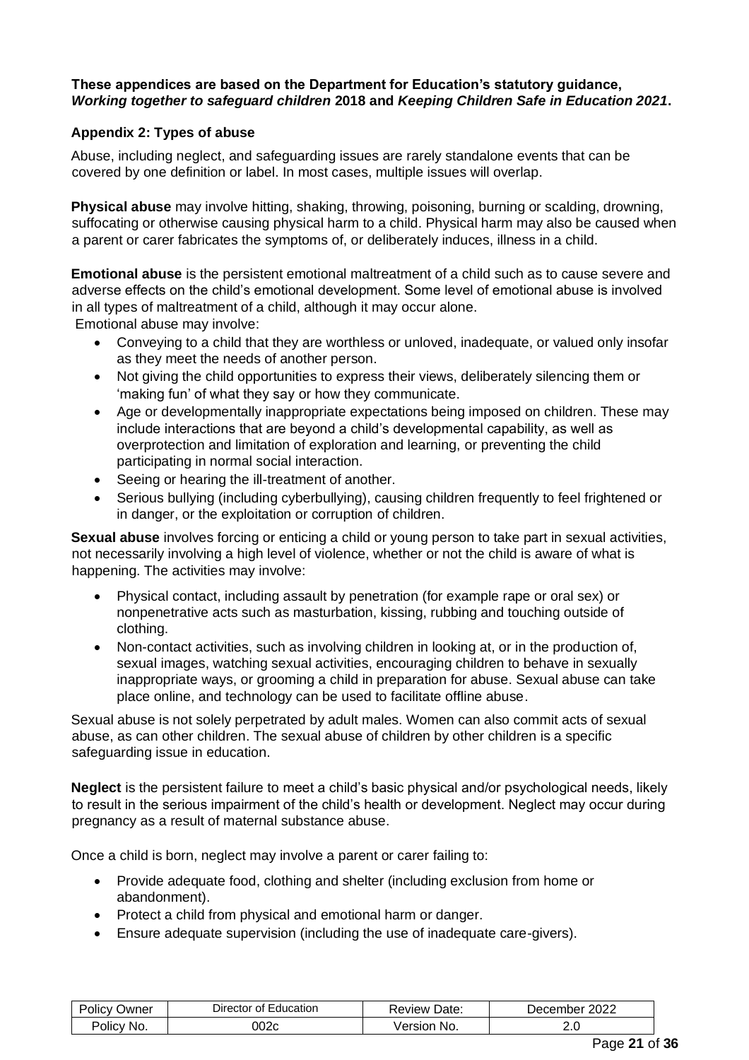**These appendices are based on the Department for Education's statutory guidance, *Working together to safeguard children* 2018 and *Keeping Children Safe in Education 2021*.**

### Appendix 2: Types of abuse

Abuse, including neglect, and safeguarding issues are rarely standalone events that can be covered by one definition or label. In most cases, multiple issues will overlap.

**Physical abuse** may involve hitting, shaking, throwing, poisoning, burning or scalding, drowning, suffocating or otherwise causing physical harm to a child. Physical harm may also be caused when a parent or carer fabricates the symptoms of, or deliberately induces, illness in a child.

**Emotional abuse** is the persistent emotional maltreatment of a child such as to cause severe and adverse effects on the child's emotional development. Some level of emotional abuse is involved in all types of maltreatment of a child, although it may occur alone.

Emotional abuse may involve:

- Conveying to a child that they are worthless or unloved, inadequate, or valued only insofar as they meet the needs of another person.
- Not giving the child opportunities to express their views, deliberately silencing them or 'making fun' of what they say or how they communicate.
- Age or developmentally inappropriate expectations being imposed on children. These may include interactions that are beyond a child's developmental capability, as well as overprotection and limitation of exploration and learning, or preventing the child participating in normal social interaction.
- Seeing or hearing the ill-treatment of another.
- Serious bullying (including cyberbullying), causing children frequently to feel frightened or in danger, or the exploitation or corruption of children.

**Sexual abuse** involves forcing or enticing a child or young person to take part in sexual activities, not necessarily involving a high level of violence, whether or not the child is aware of what is happening. The activities may involve:

- Physical contact, including assault by penetration (for example rape or oral sex) or nonpenetrative acts such as masturbation, kissing, rubbing and touching outside of clothing.
- Non-contact activities, such as involving children in looking at, or in the production of, sexual images, watching sexual activities, encouraging children to behave in sexually inappropriate ways, or grooming a child in preparation for abuse. Sexual abuse can take place online, and technology can be used to facilitate offline abuse.

Sexual abuse is not solely perpetrated by adult males. Women can also commit acts of sexual abuse, as can other children. The sexual abuse of children by other children is a specific safeguarding issue in education.

**Neglect** is the persistent failure to meet a child's basic physical and/or psychological needs, likely to result in the serious impairment of the child's health or development. Neglect may occur during pregnancy as a result of maternal substance abuse.

Once a child is born, neglect may involve a parent or carer failing to:

- Provide adequate food, clothing and shelter (including exclusion from home or abandonment).
- Protect a child from physical and emotional harm or danger.
- Ensure adequate supervision (including the use of inadequate care-givers).

| Policy Owner | Director of Education | Review Date: | December 2022 |
| --- | --- | --- | --- |
| Policy No. | 002c | Version No. | 2.0 |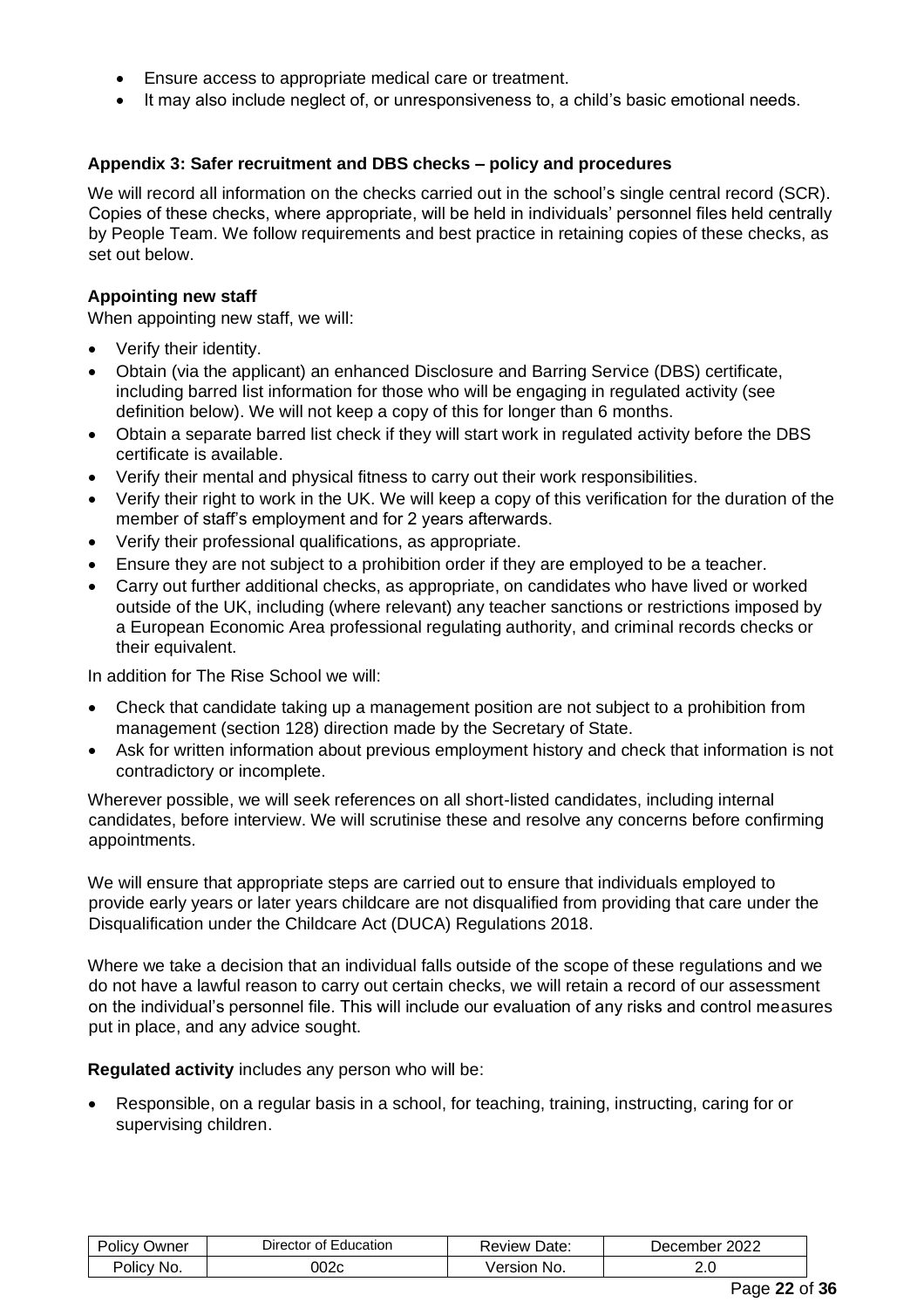- Ensure access to appropriate medical care or treatment.
- It may also include neglect of, or unresponsiveness to, a child's basic emotional needs.

**Appendix 3: Safer recruitment and DBS checks – policy and procedures**

We will record all information on the checks carried out in the school's single central record (SCR). Copies of these checks, where appropriate, will be held in individuals' personnel files held centrally by People Team. We follow requirements and best practice in retaining copies of these checks, as set out below.

**Appointing new staff**

When appointing new staff, we will:

- Verify their identity.
- Obtain (via the applicant) an enhanced Disclosure and Barring Service (DBS) certificate, including barred list information for those who will be engaging in regulated activity (see definition below). We will not keep a copy of this for longer than 6 months.
- Obtain a separate barred list check if they will start work in regulated activity before the DBS certificate is available.
- Verify their mental and physical fitness to carry out their work responsibilities.
- Verify their right to work in the UK. We will keep a copy of this verification for the duration of the member of staff's employment and for 2 years afterwards.
- Verify their professional qualifications, as appropriate.
- Ensure they are not subject to a prohibition order if they are employed to be a teacher.
- Carry out further additional checks, as appropriate, on candidates who have lived or worked outside of the UK, including (where relevant) any teacher sanctions or restrictions imposed by a European Economic Area professional regulating authority, and criminal records checks or their equivalent.

In addition for The Rise School we will:

- Check that candidate taking up a management position are not subject to a prohibition from management (section 128) direction made by the Secretary of State.
- Ask for written information about previous employment history and check that information is not contradictory or incomplete.

Wherever possible, we will seek references on all short-listed candidates, including internal candidates, before interview. We will scrutinise these and resolve any concerns before confirming appointments.

We will ensure that appropriate steps are carried out to ensure that individuals employed to provide early years or later years childcare are not disqualified from providing that care under the Disqualification under the Childcare Act (DUCA) Regulations 2018.

Where we take a decision that an individual falls outside of the scope of these regulations and we do not have a lawful reason to carry out certain checks, we will retain a record of our assessment on the individual's personnel file. This will include our evaluation of any risks and control measures put in place, and any advice sought.

**Regulated activity** includes any person who will be:

- Responsible, on a regular basis in a school, for teaching, training, instructing, caring for or supervising children.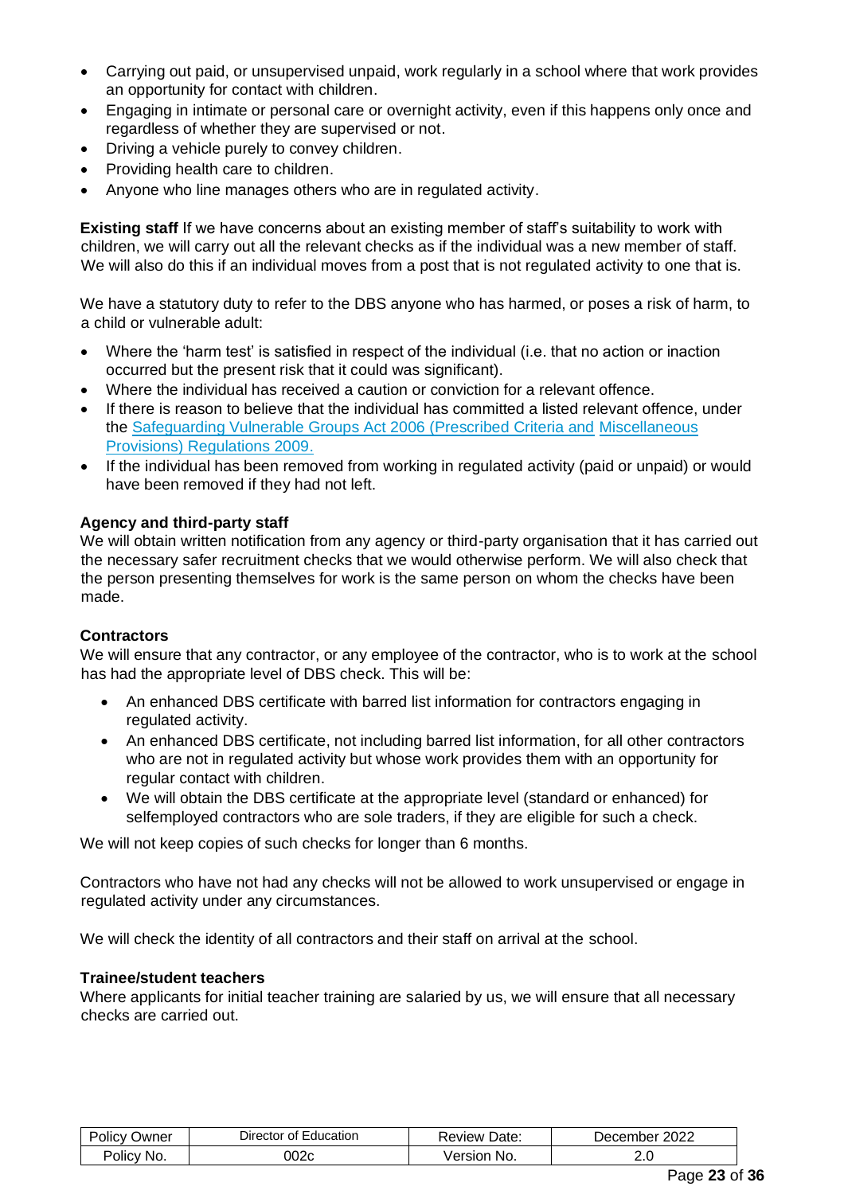- Carrying out paid, or unsupervised unpaid, work regularly in a school where that work provides an opportunity for contact with children.
- Engaging in intimate or personal care or overnight activity, even if this happens only once and regardless of whether they are supervised or not.
- Driving a vehicle purely to convey children.
- Providing health care to children.
- Anyone who line manages others who are in regulated activity.

**Existing staff** If we have concerns about an existing member of staff's suitability to work with children, we will carry out all the relevant checks as if the individual was a new member of staff. We will also do this if an individual moves from a post that is not regulated activity to one that is.

We have a statutory duty to refer to the DBS anyone who has harmed, or poses a risk of harm, to a child or vulnerable adult:

- Where the 'harm test' is satisfied in respect of the individual (i.e. that no action or inaction occurred but the present risk that it could was significant).
- Where the individual has received a caution or conviction for a relevant offence.
- If there is reason to believe that the individual has committed a listed relevant offence, under the Safeguarding Vulnerable Groups Act 2006 (Prescribed Criteria and Miscellaneous Provisions) Regulations 2009.
- If the individual has been removed from working in regulated activity (paid or unpaid) or would have been removed if they had not left.

**Agency and third-party staff**
We will obtain written notification from any agency or third-party organisation that it has carried out the necessary safer recruitment checks that we would otherwise perform. We will also check that the person presenting themselves for work is the same person on whom the checks have been made.

**Contractors**
We will ensure that any contractor, or any employee of the contractor, who is to work at the school has had the appropriate level of DBS check. This will be:

- An enhanced DBS certificate with barred list information for contractors engaging in regulated activity.
- An enhanced DBS certificate, not including barred list information, for all other contractors who are not in regulated activity but whose work provides them with an opportunity for regular contact with children.
- We will obtain the DBS certificate at the appropriate level (standard or enhanced) for selfemployed contractors who are sole traders, if they are eligible for such a check.

We will not keep copies of such checks for longer than 6 months.

Contractors who have not had any checks will not be allowed to work unsupervised or engage in regulated activity under any circumstances.

We will check the identity of all contractors and their staff on arrival at the school.

**Trainee/student teachers**
Where applicants for initial teacher training are salaried by us, we will ensure that all necessary checks are carried out.

| Policy Owner | Director of Education | Review Date: | December 2022 |
|---|---|---|---|
| Policy No. | 002c | Version No. | 2.0 |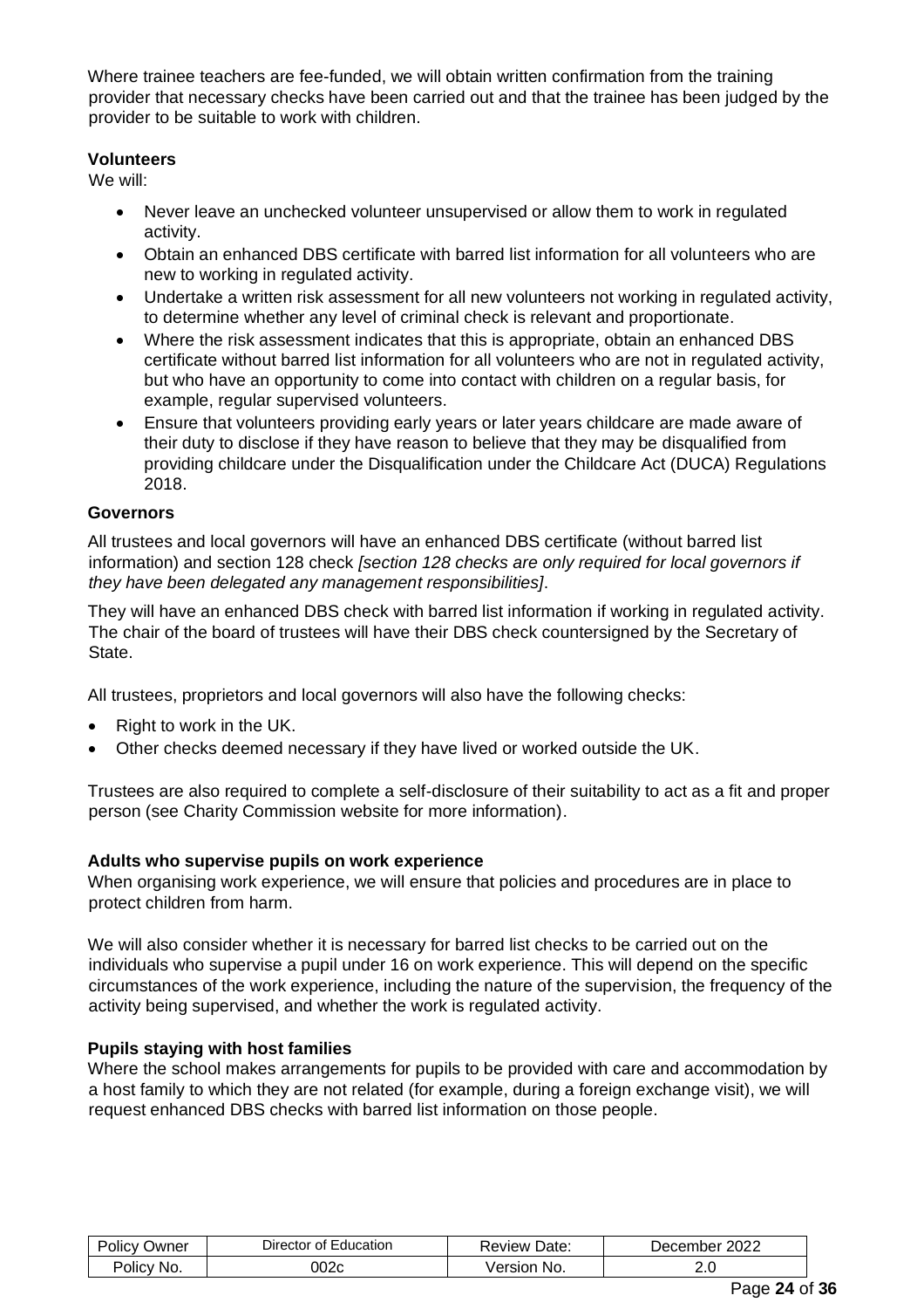Where trainee teachers are fee-funded, we will obtain written confirmation from the training provider that necessary checks have been carried out and that the trainee has been judged by the provider to be suitable to work with children.

**Volunteers**

We will:

- Never leave an unchecked volunteer unsupervised or allow them to work in regulated activity.
- Obtain an enhanced DBS certificate with barred list information for all volunteers who are new to working in regulated activity.
- Undertake a written risk assessment for all new volunteers not working in regulated activity, to determine whether any level of criminal check is relevant and proportionate.
- Where the risk assessment indicates that this is appropriate, obtain an enhanced DBS certificate without barred list information for all volunteers who are not in regulated activity, but who have an opportunity to come into contact with children on a regular basis, for example, regular supervised volunteers.
- Ensure that volunteers providing early years or later years childcare are made aware of their duty to disclose if they have reason to believe that they may be disqualified from providing childcare under the Disqualification under the Childcare Act (DUCA) Regulations 2018.

**Governors**

All trustees and local governors will have an enhanced DBS certificate (without barred list information) and section 128 check *[section 128 checks are only required for local governors if they have been delegated any management responsibilities]*.

They will have an enhanced DBS check with barred list information if working in regulated activity. The chair of the board of trustees will have their DBS check countersigned by the Secretary of State.

All trustees, proprietors and local governors will also have the following checks:

- Right to work in the UK.
- Other checks deemed necessary if they have lived or worked outside the UK.

Trustees are also required to complete a self-disclosure of their suitability to act as a fit and proper person (see Charity Commission website for more information).

**Adults who supervise pupils on work experience**

When organising work experience, we will ensure that policies and procedures are in place to protect children from harm.

We will also consider whether it is necessary for barred list checks to be carried out on the individuals who supervise a pupil under 16 on work experience. This will depend on the specific circumstances of the work experience, including the nature of the supervision, the frequency of the activity being supervised, and whether the work is regulated activity.

**Pupils staying with host families**

Where the school makes arrangements for pupils to be provided with care and accommodation by a host family to which they are not related (for example, during a foreign exchange visit), we will request enhanced DBS checks with barred list information on those people.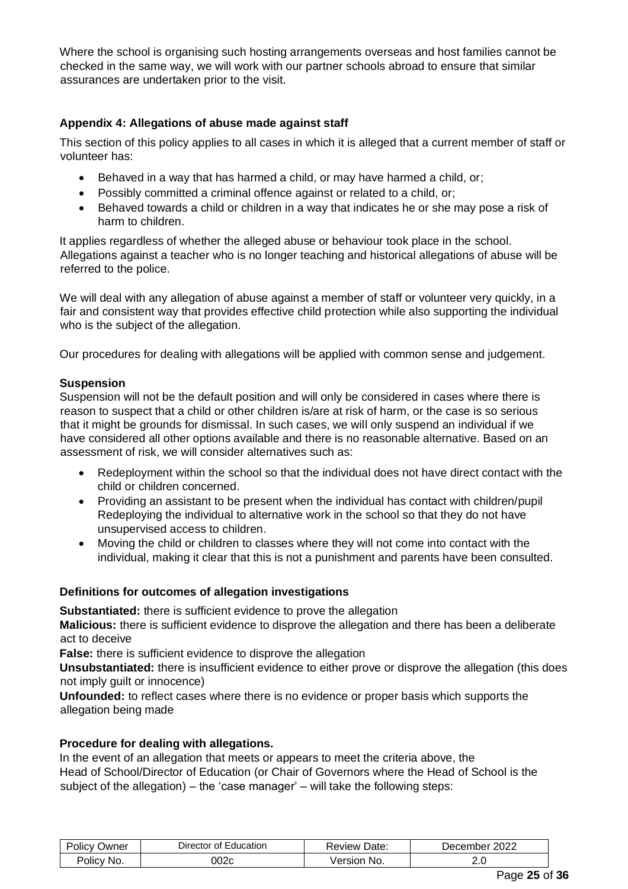Where the school is organising such hosting arrangements overseas and host families cannot be checked in the same way, we will work with our partner schools abroad to ensure that similar assurances are undertaken prior to the visit.

### Appendix 4: Allegations of abuse made against staff

This section of this policy applies to all cases in which it is alleged that a current member of staff or volunteer has:

- Behaved in a way that has harmed a child, or may have harmed a child, or;
- Possibly committed a criminal offence against or related to a child, or;
- Behaved towards a child or children in a way that indicates he or she may pose a risk of harm to children.

It applies regardless of whether the alleged abuse or behaviour took place in the school. Allegations against a teacher who is no longer teaching and historical allegations of abuse will be referred to the police.

We will deal with any allegation of abuse against a member of staff or volunteer very quickly, in a fair and consistent way that provides effective child protection while also supporting the individual who is the subject of the allegation.

Our procedures for dealing with allegations will be applied with common sense and judgement.

**Suspension**

Suspension will not be the default position and will only be considered in cases where there is reason to suspect that a child or other children is/are at risk of harm, or the case is so serious that it might be grounds for dismissal. In such cases, we will only suspend an individual if we have considered all other options available and there is no reasonable alternative. Based on an assessment of risk, we will consider alternatives such as:

- Redeployment within the school so that the individual does not have direct contact with the child or children concerned.
- Providing an assistant to be present when the individual has contact with children/pupil Redeploying the individual to alternative work in the school so that they do not have unsupervised access to children.
- Moving the child or children to classes where they will not come into contact with the individual, making it clear that this is not a punishment and parents have been consulted.

### Definitions for outcomes of allegation investigations

**Substantiated:** there is sufficient evidence to prove the allegation

**Malicious:** there is sufficient evidence to disprove the allegation and there has been a deliberate act to deceive

**False:** there is sufficient evidence to disprove the allegation

**Unsubstantiated:** there is insufficient evidence to either prove or disprove the allegation (this does not imply guilt or innocence)

**Unfounded:** to reflect cases where there is no evidence or proper basis which supports the allegation being made

### Procedure for dealing with allegations.

In the event of an allegation that meets or appears to meet the criteria above, the Head of School/Director of Education (or Chair of Governors where the Head of School is the subject of the allegation) – the 'case manager' – will take the following steps:

| Policy Owner | Director of Education | Review Date: | December 2022 |
|---|---|---|---|
| Policy No. | 002c | Version No. | 2.0 |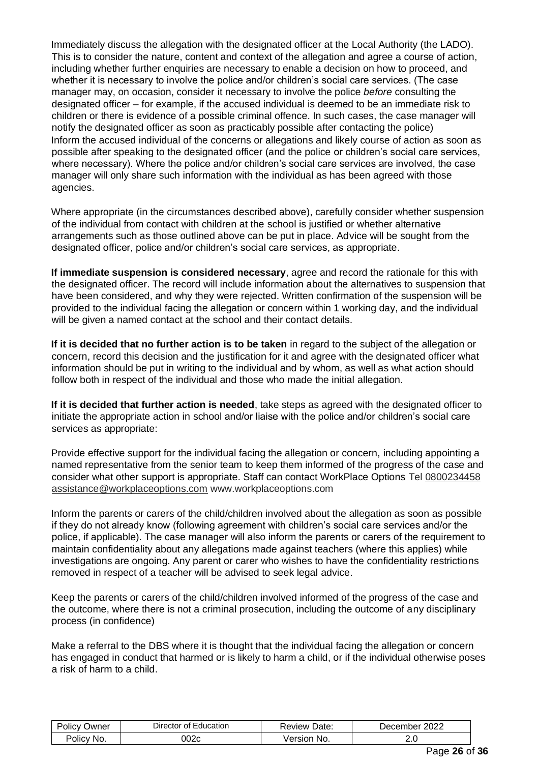Immediately discuss the allegation with the designated officer at the Local Authority (the LADO). This is to consider the nature, content and context of the allegation and agree a course of action, including whether further enquiries are necessary to enable a decision on how to proceed, and whether it is necessary to involve the police and/or children's social care services. (The case manager may, on occasion, consider it necessary to involve the police *before* consulting the designated officer – for example, if the accused individual is deemed to be an immediate risk to children or there is evidence of a possible criminal offence. In such cases, the case manager will notify the designated officer as soon as practicably possible after contacting the police)
Inform the accused individual of the concerns or allegations and likely course of action as soon as possible after speaking to the designated officer (and the police or children's social care services, where necessary). Where the police and/or children's social care services are involved, the case manager will only share such information with the individual as has been agreed with those agencies.

Where appropriate (in the circumstances described above), carefully consider whether suspension of the individual from contact with children at the school is justified or whether alternative arrangements such as those outlined above can be put in place. Advice will be sought from the designated officer, police and/or children's social care services, as appropriate.

**If immediate suspension is considered necessary**, agree and record the rationale for this with the designated officer. The record will include information about the alternatives to suspension that have been considered, and why they were rejected. Written confirmation of the suspension will be provided to the individual facing the allegation or concern within 1 working day, and the individual will be given a named contact at the school and their contact details.

**If it is decided that no further action is to be taken** in regard to the subject of the allegation or concern, record this decision and the justification for it and agree with the designated officer what information should be put in writing to the individual and by whom, as well as what action should follow both in respect of the individual and those who made the initial allegation.

**If it is decided that further action is needed**, take steps as agreed with the designated officer to initiate the appropriate action in school and/or liaise with the police and/or children's social care services as appropriate:

Provide effective support for the individual facing the allegation or concern, including appointing a named representative from the senior team to keep them informed of the progress of the case and consider what other support is appropriate. Staff can contact WorkPlace Options Tel 0800234458 assistance@workplaceoptions.com www.workplaceoptions.com

Inform the parents or carers of the child/children involved about the allegation as soon as possible if they do not already know (following agreement with children's social care services and/or the police, if applicable). The case manager will also inform the parents or carers of the requirement to maintain confidentiality about any allegations made against teachers (where this applies) while investigations are ongoing. Any parent or carer who wishes to have the confidentiality restrictions removed in respect of a teacher will be advised to seek legal advice.

Keep the parents or carers of the child/children involved informed of the progress of the case and the outcome, where there is not a criminal prosecution, including the outcome of any disciplinary process (in confidence)

Make a referral to the DBS where it is thought that the individual facing the allegation or concern has engaged in conduct that harmed or is likely to harm a child, or if the individual otherwise poses a risk of harm to a child.

| Policy Owner | Director of Education | Review Date: | December 2022 |
|---|---|---|---|
| Policy No. | 002c | Version No. | 2.0 |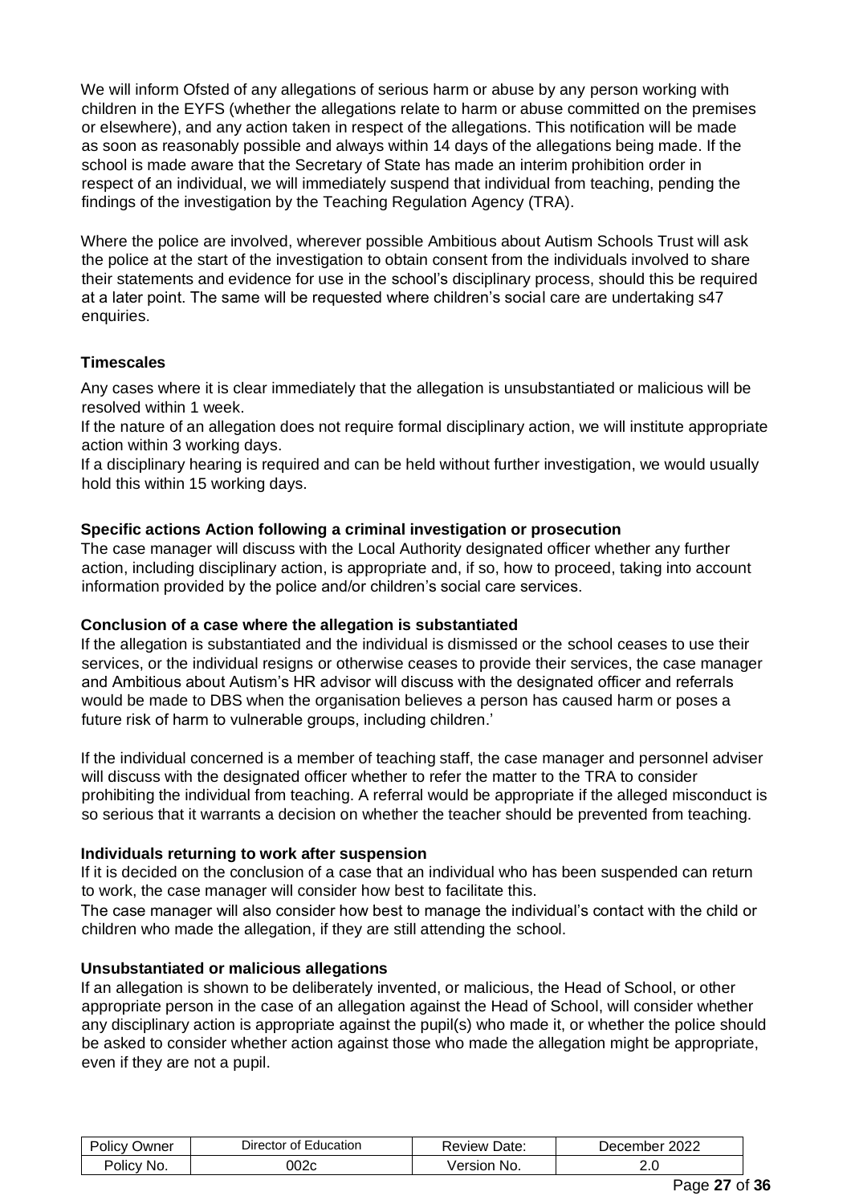We will inform Ofsted of any allegations of serious harm or abuse by any person working with children in the EYFS (whether the allegations relate to harm or abuse committed on the premises or elsewhere), and any action taken in respect of the allegations. This notification will be made as soon as reasonably possible and always within 14 days of the allegations being made. If the school is made aware that the Secretary of State has made an interim prohibition order in respect of an individual, we will immediately suspend that individual from teaching, pending the findings of the investigation by the Teaching Regulation Agency (TRA).

Where the police are involved, wherever possible Ambitious about Autism Schools Trust will ask the police at the start of the investigation to obtain consent from the individuals involved to share their statements and evidence for use in the school's disciplinary process, should this be required at a later point. The same will be requested where children's social care are undertaking s47 enquiries.

**Timescales**

Any cases where it is clear immediately that the allegation is unsubstantiated or malicious will be resolved within 1 week.

If the nature of an allegation does not require formal disciplinary action, we will institute appropriate action within 3 working days.

If a disciplinary hearing is required and can be held without further investigation, we would usually hold this within 15 working days.

**Specific actions Action following a criminal investigation or prosecution**

The case manager will discuss with the Local Authority designated officer whether any further action, including disciplinary action, is appropriate and, if so, how to proceed, taking into account information provided by the police and/or children's social care services.

**Conclusion of a case where the allegation is substantiated**

If the allegation is substantiated and the individual is dismissed or the school ceases to use their services, or the individual resigns or otherwise ceases to provide their services, the case manager and Ambitious about Autism's HR advisor will discuss with the designated officer and referrals would be made to DBS when the organisation believes a person has caused harm or poses a future risk of harm to vulnerable groups, including children.'

If the individual concerned is a member of teaching staff, the case manager and personnel adviser will discuss with the designated officer whether to refer the matter to the TRA to consider prohibiting the individual from teaching. A referral would be appropriate if the alleged misconduct is so serious that it warrants a decision on whether the teacher should be prevented from teaching.

**Individuals returning to work after suspension**

If it is decided on the conclusion of a case that an individual who has been suspended can return to work, the case manager will consider how best to facilitate this.

The case manager will also consider how best to manage the individual's contact with the child or children who made the allegation, if they are still attending the school.

**Unsubstantiated or malicious allegations**

If an allegation is shown to be deliberately invented, or malicious, the Head of School, or other appropriate person in the case of an allegation against the Head of School, will consider whether any disciplinary action is appropriate against the pupil(s) who made it, or whether the police should be asked to consider whether action against those who made the allegation might be appropriate, even if they are not a pupil.

| Policy Owner | Director of Education | Review Date: | December 2022 |
| --- | --- | --- | --- |
| Policy No. | 002c | Version No. | 2.0 |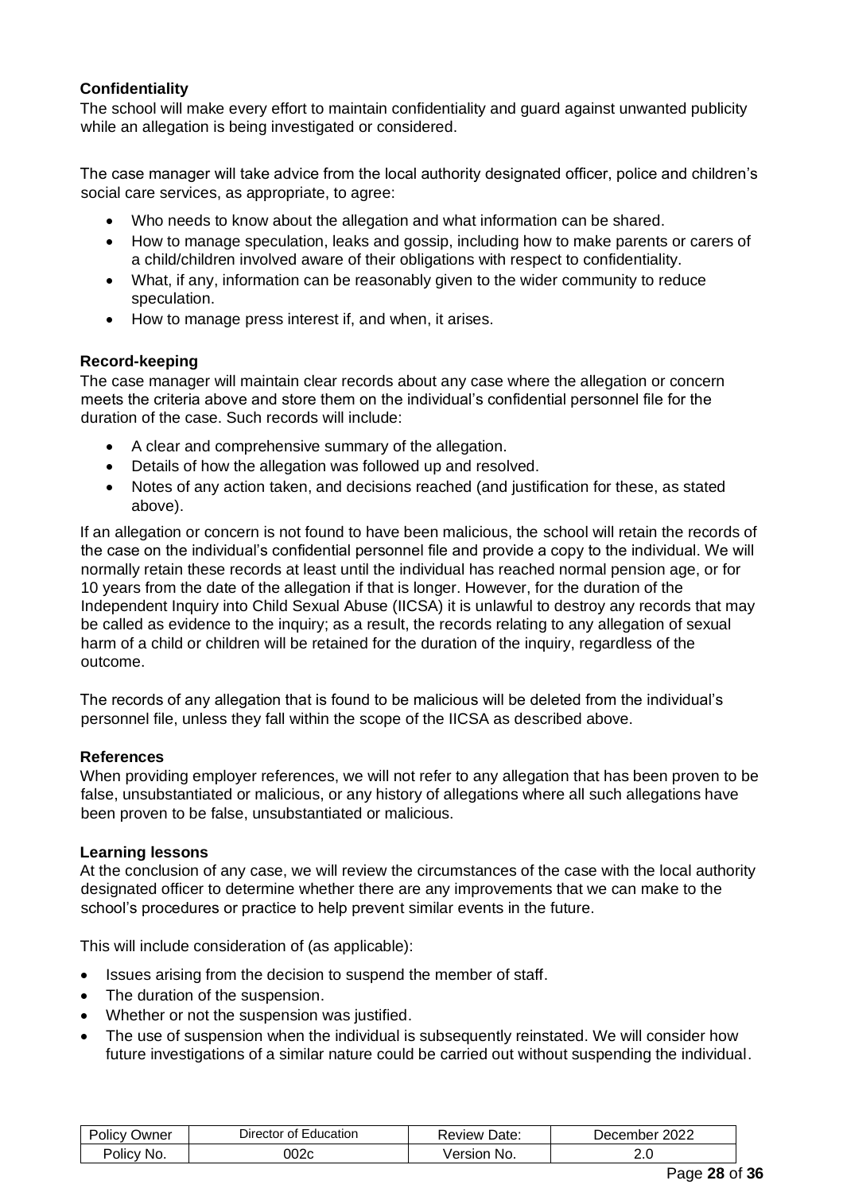### Confidentiality

The school will make every effort to maintain confidentiality and guard against unwanted publicity while an allegation is being investigated or considered.

The case manager will take advice from the local authority designated officer, police and children's social care services, as appropriate, to agree:

- Who needs to know about the allegation and what information can be shared.
- How to manage speculation, leaks and gossip, including how to make parents or carers of a child/children involved aware of their obligations with respect to confidentiality.
- What, if any, information can be reasonably given to the wider community to reduce speculation.
- How to manage press interest if, and when, it arises.

### Record-keeping

The case manager will maintain clear records about any case where the allegation or concern meets the criteria above and store them on the individual's confidential personnel file for the duration of the case. Such records will include:

- A clear and comprehensive summary of the allegation.
- Details of how the allegation was followed up and resolved.
- Notes of any action taken, and decisions reached (and justification for these, as stated above).

If an allegation or concern is not found to have been malicious, the school will retain the records of the case on the individual's confidential personnel file and provide a copy to the individual. We will normally retain these records at least until the individual has reached normal pension age, or for 10 years from the date of the allegation if that is longer. However, for the duration of the Independent Inquiry into Child Sexual Abuse (IICSA) it is unlawful to destroy any records that may be called as evidence to the inquiry; as a result, the records relating to any allegation of sexual harm of a child or children will be retained for the duration of the inquiry, regardless of the outcome.

The records of any allegation that is found to be malicious will be deleted from the individual's personnel file, unless they fall within the scope of the IICSA as described above.

### References

When providing employer references, we will not refer to any allegation that has been proven to be false, unsubstantiated or malicious, or any history of allegations where all such allegations have been proven to be false, unsubstantiated or malicious.

### Learning lessons

At the conclusion of any case, we will review the circumstances of the case with the local authority designated officer to determine whether there are any improvements that we can make to the school's procedures or practice to help prevent similar events in the future.

This will include consideration of (as applicable):

- Issues arising from the decision to suspend the member of staff.
- The duration of the suspension.
- Whether or not the suspension was justified.
- The use of suspension when the individual is subsequently reinstated. We will consider how future investigations of a similar nature could be carried out without suspending the individual.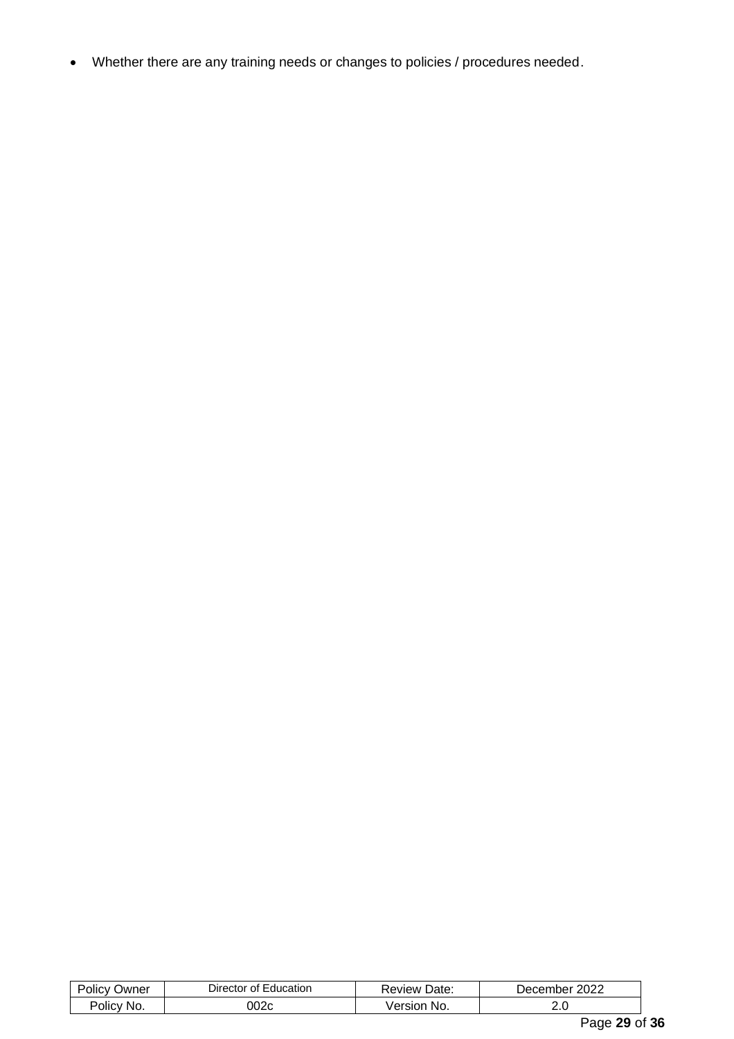- Whether there are any training needs or changes to policies / procedures needed.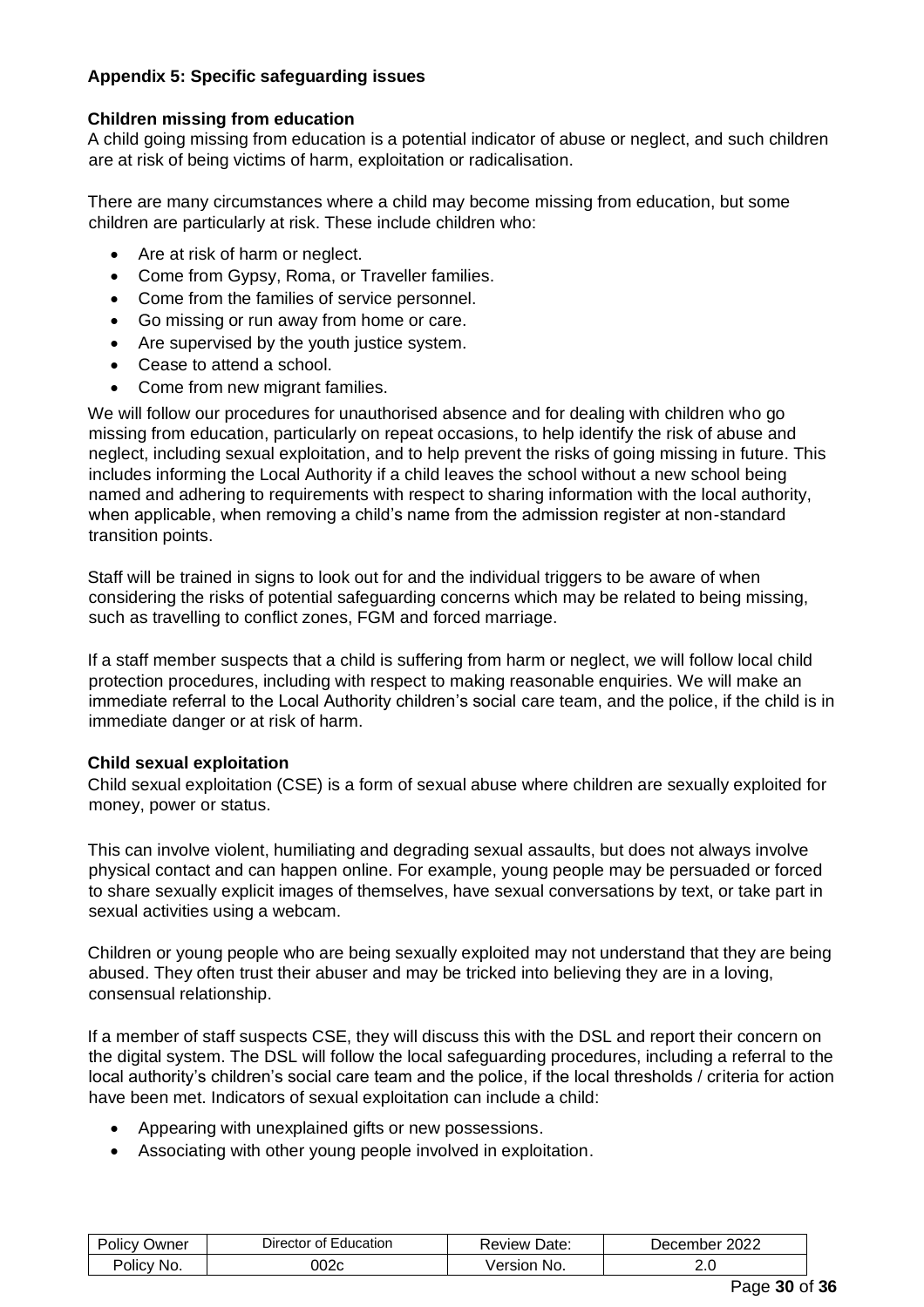### Appendix 5: Specific safeguarding issues

**Children missing from education**

A child going missing from education is a potential indicator of abuse or neglect, and such children are at risk of being victims of harm, exploitation or radicalisation.

There are many circumstances where a child may become missing from education, but some children are particularly at risk. These include children who:

- Are at risk of harm or neglect.
- Come from Gypsy, Roma, or Traveller families.
- Come from the families of service personnel.
- Go missing or run away from home or care.
- Are supervised by the youth justice system.
- Cease to attend a school.
- Come from new migrant families.

We will follow our procedures for unauthorised absence and for dealing with children who go missing from education, particularly on repeat occasions, to help identify the risk of abuse and neglect, including sexual exploitation, and to help prevent the risks of going missing in future. This includes informing the Local Authority if a child leaves the school without a new school being named and adhering to requirements with respect to sharing information with the local authority, when applicable, when removing a child's name from the admission register at non-standard transition points.

Staff will be trained in signs to look out for and the individual triggers to be aware of when considering the risks of potential safeguarding concerns which may be related to being missing, such as travelling to conflict zones, FGM and forced marriage.

If a staff member suspects that a child is suffering from harm or neglect, we will follow local child protection procedures, including with respect to making reasonable enquiries. We will make an immediate referral to the Local Authority children's social care team, and the police, if the child is in immediate danger or at risk of harm.

**Child sexual exploitation**

Child sexual exploitation (CSE) is a form of sexual abuse where children are sexually exploited for money, power or status.

This can involve violent, humiliating and degrading sexual assaults, but does not always involve physical contact and can happen online. For example, young people may be persuaded or forced to share sexually explicit images of themselves, have sexual conversations by text, or take part in sexual activities using a webcam.

Children or young people who are being sexually exploited may not understand that they are being abused. They often trust their abuser and may be tricked into believing they are in a loving, consensual relationship.

If a member of staff suspects CSE, they will discuss this with the DSL and report their concern on the digital system. The DSL will follow the local safeguarding procedures, including a referral to the local authority's children's social care team and the police, if the local thresholds / criteria for action have been met. Indicators of sexual exploitation can include a child:

- Appearing with unexplained gifts or new possessions.
- Associating with other young people involved in exploitation.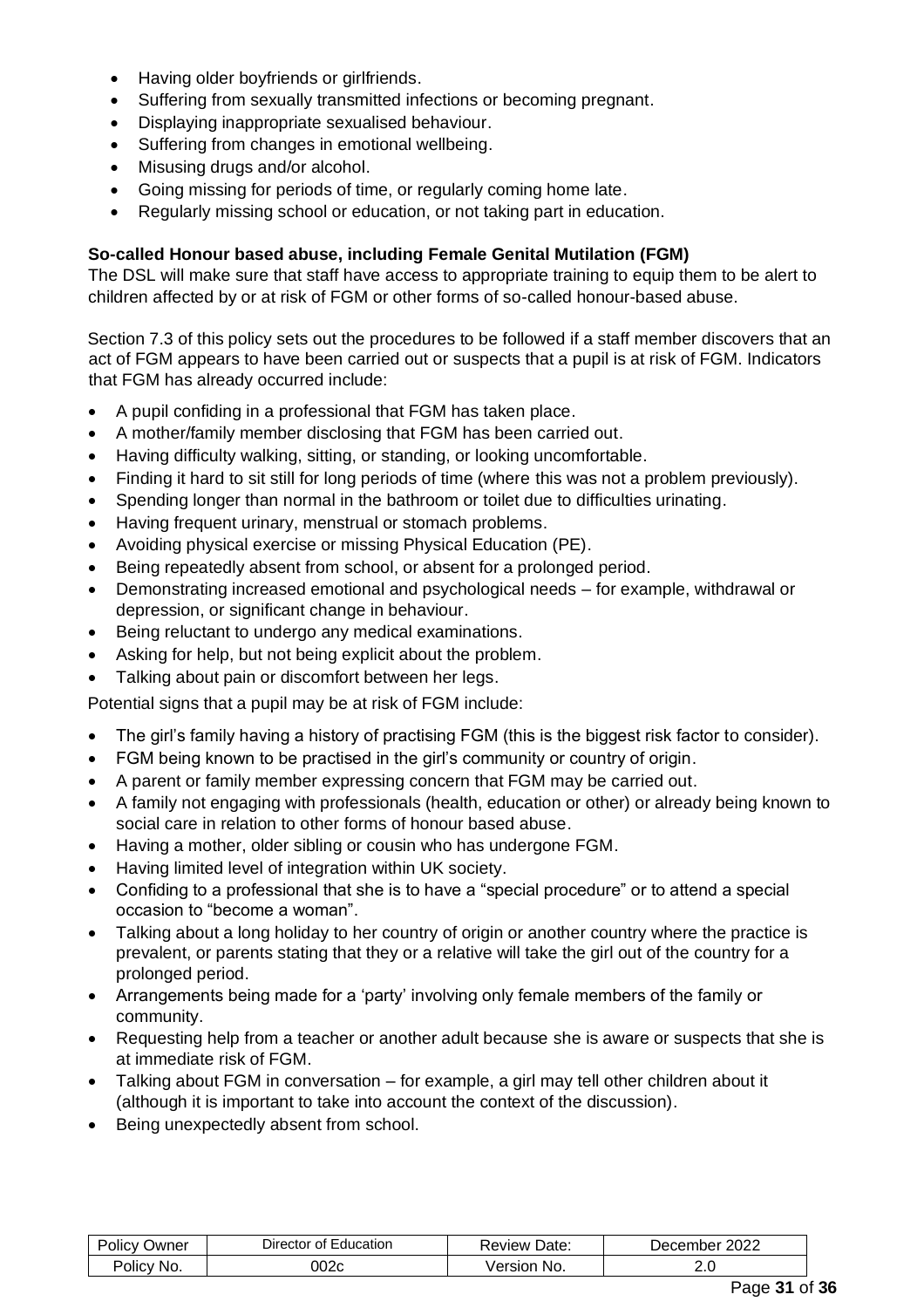- Having older boyfriends or girlfriends.
- Suffering from sexually transmitted infections or becoming pregnant.
- Displaying inappropriate sexualised behaviour.
- Suffering from changes in emotional wellbeing.
- Misusing drugs and/or alcohol.
- Going missing for periods of time, or regularly coming home late.
- Regularly missing school or education, or not taking part in education.

**So-called Honour based abuse, including Female Genital Mutilation (FGM)**

The DSL will make sure that staff have access to appropriate training to equip them to be alert to children affected by or at risk of FGM or other forms of so-called honour-based abuse.

Section 7.3 of this policy sets out the procedures to be followed if a staff member discovers that an act of FGM appears to have been carried out or suspects that a pupil is at risk of FGM. Indicators that FGM has already occurred include:

- A pupil confiding in a professional that FGM has taken place.
- A mother/family member disclosing that FGM has been carried out.
- Having difficulty walking, sitting, or standing, or looking uncomfortable.
- Finding it hard to sit still for long periods of time (where this was not a problem previously).
- Spending longer than normal in the bathroom or toilet due to difficulties urinating.
- Having frequent urinary, menstrual or stomach problems.
- Avoiding physical exercise or missing Physical Education (PE).
- Being repeatedly absent from school, or absent for a prolonged period.
- Demonstrating increased emotional and psychological needs – for example, withdrawal or depression, or significant change in behaviour.
- Being reluctant to undergo any medical examinations.
- Asking for help, but not being explicit about the problem.
- Talking about pain or discomfort between her legs.

Potential signs that a pupil may be at risk of FGM include:

- The girl's family having a history of practising FGM (this is the biggest risk factor to consider).
- FGM being known to be practised in the girl's community or country of origin.
- A parent or family member expressing concern that FGM may be carried out.
- A family not engaging with professionals (health, education or other) or already being known to social care in relation to other forms of honour based abuse.
- Having a mother, older sibling or cousin who has undergone FGM.
- Having limited level of integration within UK society.
- Confiding to a professional that she is to have a "special procedure" or to attend a special occasion to "become a woman".
- Talking about a long holiday to her country of origin or another country where the practice is prevalent, or parents stating that they or a relative will take the girl out of the country for a prolonged period.
- Arrangements being made for a 'party' involving only female members of the family or community.
- Requesting help from a teacher or another adult because she is aware or suspects that she is at immediate risk of FGM.
- Talking about FGM in conversation – for example, a girl may tell other children about it (although it is important to take into account the context of the discussion).
- Being unexpectedly absent from school.

| Policy Owner | Director of Education | Review Date: | December 2022 |
| --- | --- | --- | --- |
| Policy No. | 002c | Version No. | 2.0 |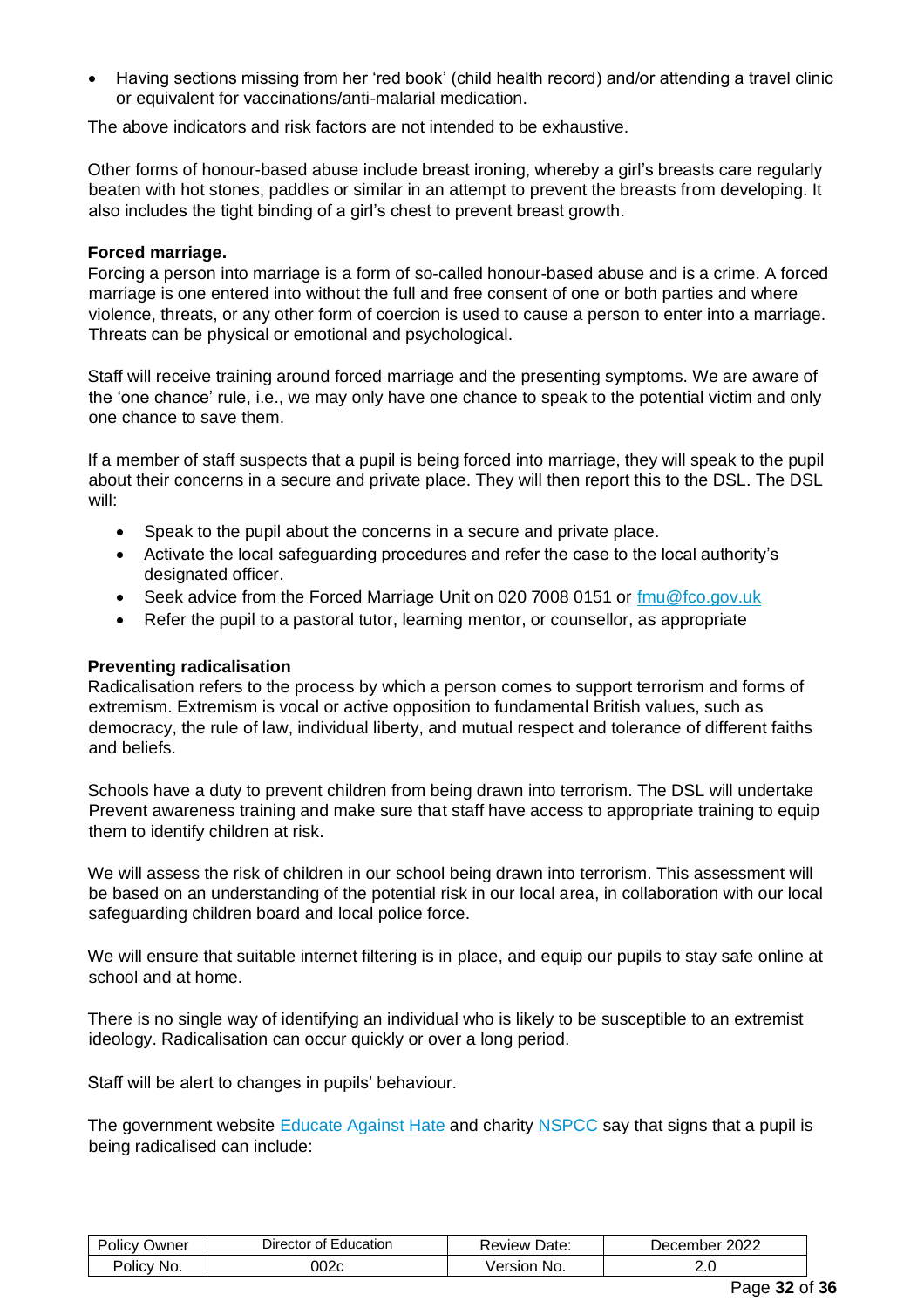- Having sections missing from her 'red book' (child health record) and/or attending a travel clinic or equivalent for vaccinations/anti-malarial medication.

The above indicators and risk factors are not intended to be exhaustive.

Other forms of honour-based abuse include breast ironing, whereby a girl's breasts care regularly beaten with hot stones, paddles or similar in an attempt to prevent the breasts from developing. It also includes the tight binding of a girl's chest to prevent breast growth.

**Forced marriage.**

Forcing a person into marriage is a form of so-called honour-based abuse and is a crime. A forced marriage is one entered into without the full and free consent of one or both parties and where violence, threats, or any other form of coercion is used to cause a person to enter into a marriage. Threats can be physical or emotional and psychological.

Staff will receive training around forced marriage and the presenting symptoms. We are aware of the 'one chance' rule, i.e., we may only have one chance to speak to the potential victim and only one chance to save them.

If a member of staff suspects that a pupil is being forced into marriage, they will speak to the pupil about their concerns in a secure and private place. They will then report this to the DSL. The DSL will:

- Speak to the pupil about the concerns in a secure and private place.
- Activate the local safeguarding procedures and refer the case to the local authority's designated officer.
- Seek advice from the Forced Marriage Unit on 020 7008 0151 or fmu@fco.gov.uk
- Refer the pupil to a pastoral tutor, learning mentor, or counsellor, as appropriate

**Preventing radicalisation**

Radicalisation refers to the process by which a person comes to support terrorism and forms of extremism. Extremism is vocal or active opposition to fundamental British values, such as democracy, the rule of law, individual liberty, and mutual respect and tolerance of different faiths and beliefs.

Schools have a duty to prevent children from being drawn into terrorism. The DSL will undertake Prevent awareness training and make sure that staff have access to appropriate training to equip them to identify children at risk.

We will assess the risk of children in our school being drawn into terrorism. This assessment will be based on an understanding of the potential risk in our local area, in collaboration with our local safeguarding children board and local police force.

We will ensure that suitable internet filtering is in place, and equip our pupils to stay safe online at school and at home.

There is no single way of identifying an individual who is likely to be susceptible to an extremist ideology. Radicalisation can occur quickly or over a long period.

Staff will be alert to changes in pupils' behaviour.

The government website Educate Against Hate and charity NSPCC say that signs that a pupil is being radicalised can include: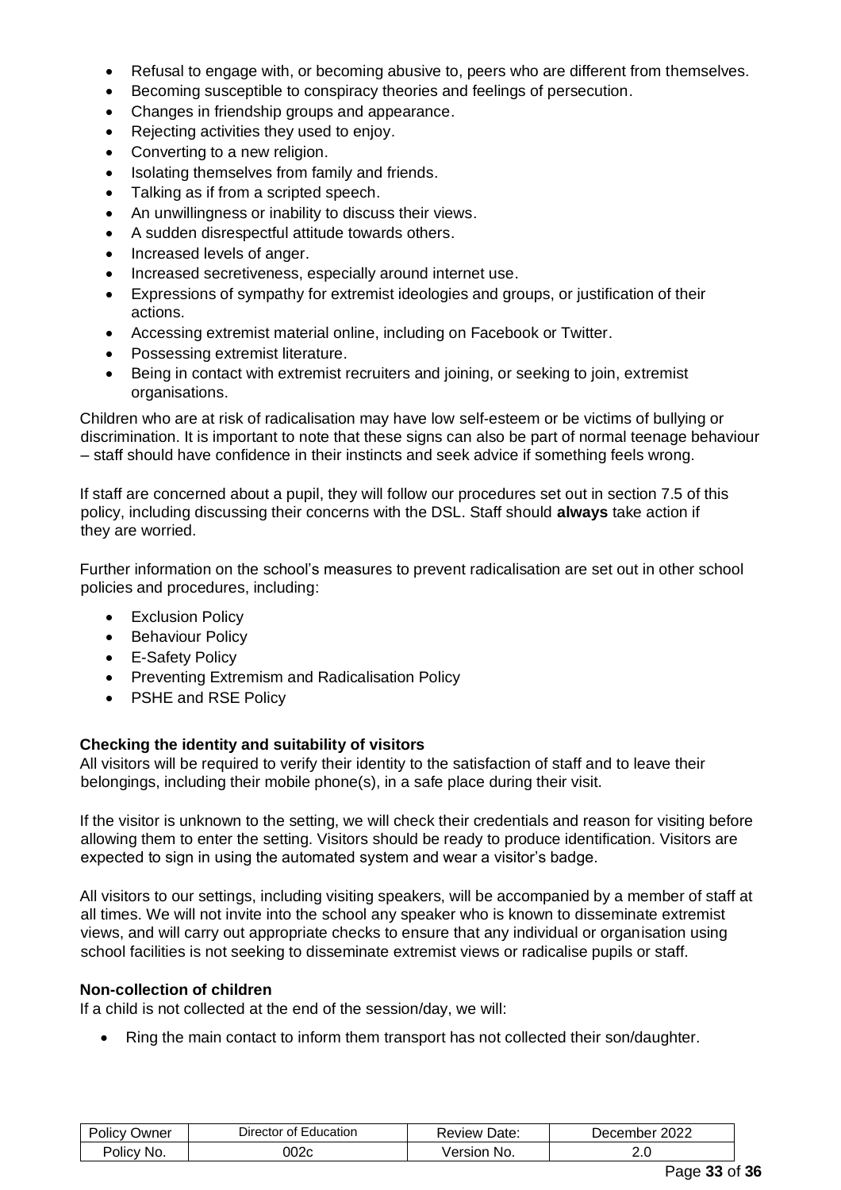- Refusal to engage with, or becoming abusive to, peers who are different from themselves.
- Becoming susceptible to conspiracy theories and feelings of persecution.
- Changes in friendship groups and appearance.
- Rejecting activities they used to enjoy.
- Converting to a new religion.
- Isolating themselves from family and friends.
- Talking as if from a scripted speech.
- An unwillingness or inability to discuss their views.
- A sudden disrespectful attitude towards others.
- Increased levels of anger.
- Increased secretiveness, especially around internet use.
- Expressions of sympathy for extremist ideologies and groups, or justification of their actions.
- Accessing extremist material online, including on Facebook or Twitter.
- Possessing extremist literature.
- Being in contact with extremist recruiters and joining, or seeking to join, extremist organisations.

Children who are at risk of radicalisation may have low self-esteem or be victims of bullying or discrimination. It is important to note that these signs can also be part of normal teenage behaviour – staff should have confidence in their instincts and seek advice if something feels wrong.

If staff are concerned about a pupil, they will follow our procedures set out in section 7.5 of this policy, including discussing their concerns with the DSL. Staff should **always** take action if they are worried.

Further information on the school's measures to prevent radicalisation are set out in other school policies and procedures, including:

- Exclusion Policy
- Behaviour Policy
- E-Safety Policy
- Preventing Extremism and Radicalisation Policy
- PSHE and RSE Policy

**Checking the identity and suitability of visitors**

All visitors will be required to verify their identity to the satisfaction of staff and to leave their belongings, including their mobile phone(s), in a safe place during their visit.

If the visitor is unknown to the setting, we will check their credentials and reason for visiting before allowing them to enter the setting. Visitors should be ready to produce identification. Visitors are expected to sign in using the automated system and wear a visitor's badge.

All visitors to our settings, including visiting speakers, will be accompanied by a member of staff at all times. We will not invite into the school any speaker who is known to disseminate extremist views, and will carry out appropriate checks to ensure that any individual or organisation using school facilities is not seeking to disseminate extremist views or radicalise pupils or staff.

**Non-collection of children**

If a child is not collected at the end of the session/day, we will:

- Ring the main contact to inform them transport has not collected their son/daughter.

| Policy Owner | Director of Education | Review Date: | December 2022 |
| --- | --- | --- | --- |
| Policy No. | 002c | Version No. | 2.0 |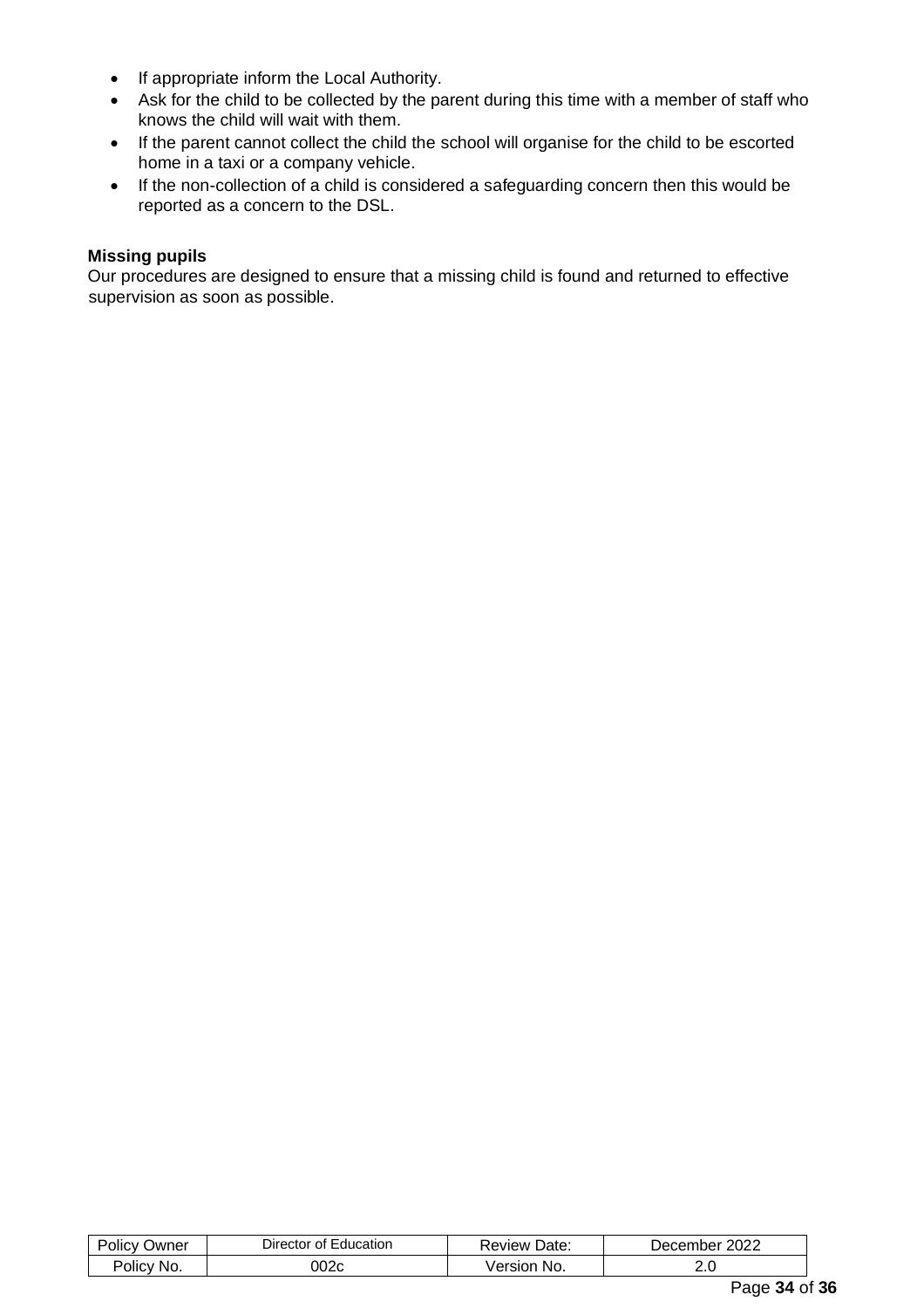- If appropriate inform the Local Authority.
- Ask for the child to be collected by the parent during this time with a member of staff who knows the child will wait with them.
- If the parent cannot collect the child the school will organise for the child to be escorted home in a taxi or a company vehicle.
- If the non-collection of a child is considered a safeguarding concern then this would be reported as a concern to the DSL.

**Missing pupils**

Our procedures are designed to ensure that a missing child is found and returned to effective supervision as soon as possible.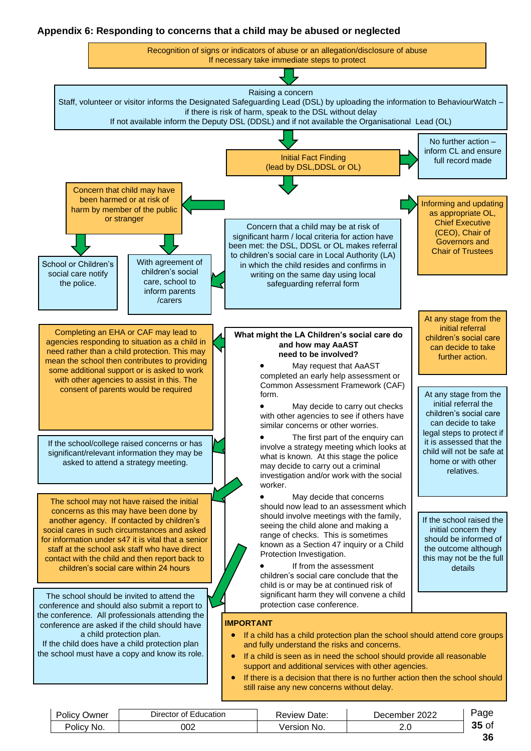### Appendix 6: Responding to concerns that a child may be abused or neglected

Recognition of signs or indicators of abuse or an allegation/disclosure of abuse
If necessary take immediate steps to protect

Raising a concern
Staff, volunteer or visitor informs the Designated Safeguarding Lead (DSL) by uploading the information to BehaviourWatch – if there is risk of harm, speak to the DSL without delay
If not available inform the Deputy DSL (DDSL) and if not available the Organisational Lead (OL)

Initial Fact Finding
(lead by DSL,DDSL or OL)

No further action – inform CL and ensure full record made

Informing and updating as appropriate OL, Chief Executive (CEO), Chair of Governors and Chair of Trustees

Concern that child may have been harmed or at risk of harm by member of the public or stranger

School or Children's social care notify the police.

With agreement of children's social care, school to inform parents /carers

Concern that a child may be at risk of significant harm / local criteria for action have been met: the DSL, DDSL or OL makes referral to children's social care in Local Authority (LA) in which the child resides and confirms in writing on the same day using local safeguarding referral form

At any stage from the initial referral children's social care can decide to take further action.

At any stage from the initial referral the children's social care can decide to take legal steps to protect if it is assessed that the child will not be safe at home or with other relatives.

If the school raised the initial concern they should be informed of the outcome although this may not be the full details

**What might the LA Children's social care do and how may AaAST need to be involved?**

- May request that AaAST completed an early help assessment or Common Assessment Framework (CAF) form.
- May decide to carry out checks with other agencies to see if others have similar concerns or other worries.
- The first part of the enquiry can involve a strategy meeting which looks at what is known. At this stage the police may decide to carry out a criminal investigation and/or work with the social worker.
- May decide that concerns should now lead to an assessment which should involve meetings with the family, seeing the child alone and making a range of checks. This is sometimes known as a Section 47 inquiry or a Child Protection Investigation.
- If from the assessment children's social care conclude that the child is or may be at continued risk of significant harm they will convene a child protection case conference.

Completing an EHA or CAF may lead to agencies responding to situation as a child in need rather than a child protection. This may mean the school then contributes to providing some additional support or is asked to work with other agencies to assist in this. The consent of parents would be required

If the school/college raised concerns or has significant/relevant information they may be asked to attend a strategy meeting.

The school may not have raised the initial concerns as this may have been done by another agency. If contacted by children's social cares in such circumstances and asked for information under s47 it is vital that a senior staff at the school ask staff who have direct contact with the child and then report back to children's social care within 24 hours

The school should be invited to attend the conference and should also submit a report to the conference. All professionals attending the conference are asked if the child should have a child protection plan.
If the child does have a child protection plan the school must have a copy and know its role.

**IMPORTANT**

- If a child has a child protection plan the school should attend core groups and fully understand the risks and concerns.
- If a child is seen as in need the school should provide all reasonable support and additional services with other agencies.
- If there is a decision that there is no further action then the school should still raise any new concerns without delay.

| Policy Owner | Director of Education | Review Date: | December 2022 |
|---|---|---|---|
| Policy No. | 002 | Version No. | 2.0 |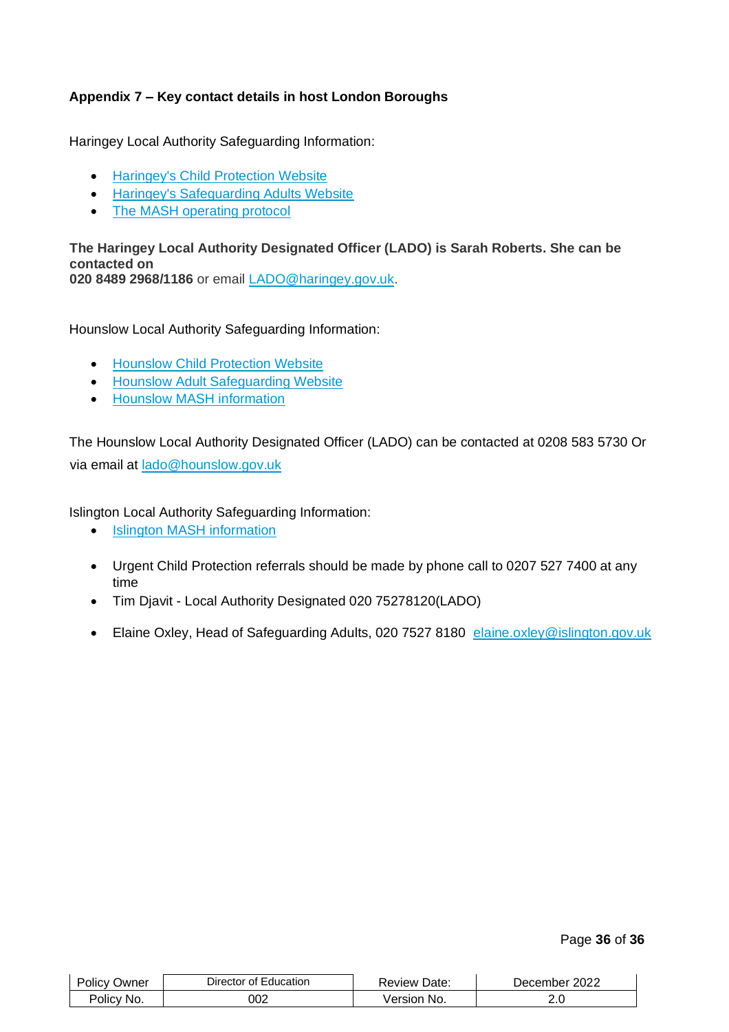**Appendix 7 – Key contact details in host London Boroughs**

Haringey Local Authority Safeguarding Information:

- Haringey's Child Protection Website
- Haringey's Safeguarding Adults Website
- The MASH operating protocol

**The Haringey Local Authority Designated Officer (LADO) is Sarah Roberts. She can be contacted on**
**020 8489 2968/1186** or email LADO@haringey.gov.uk.

Hounslow Local Authority Safeguarding Information:

- Hounslow Child Protection Website
- Hounslow Adult Safeguarding Website
- Hounslow MASH information

The Hounslow Local Authority Designated Officer (LADO) can be contacted at 0208 583 5730 Or via email at lado@hounslow.gov.uk

Islington Local Authority Safeguarding Information:

- Islington MASH information
- Urgent Child Protection referrals should be made by phone call to 0207 527 7400 at any time
- Tim Djavit - Local Authority Designated 020 75278120(LADO)
- Elaine Oxley, Head of Safeguarding Adults, 020 7527 8180 elaine.oxley@islington.gov.uk

| | | | |
|---|---|---|---|
| Policy Owner | Director of Education | Review Date: | December 2022 |
| Policy No. | 002 | Version No. | 2.0 |